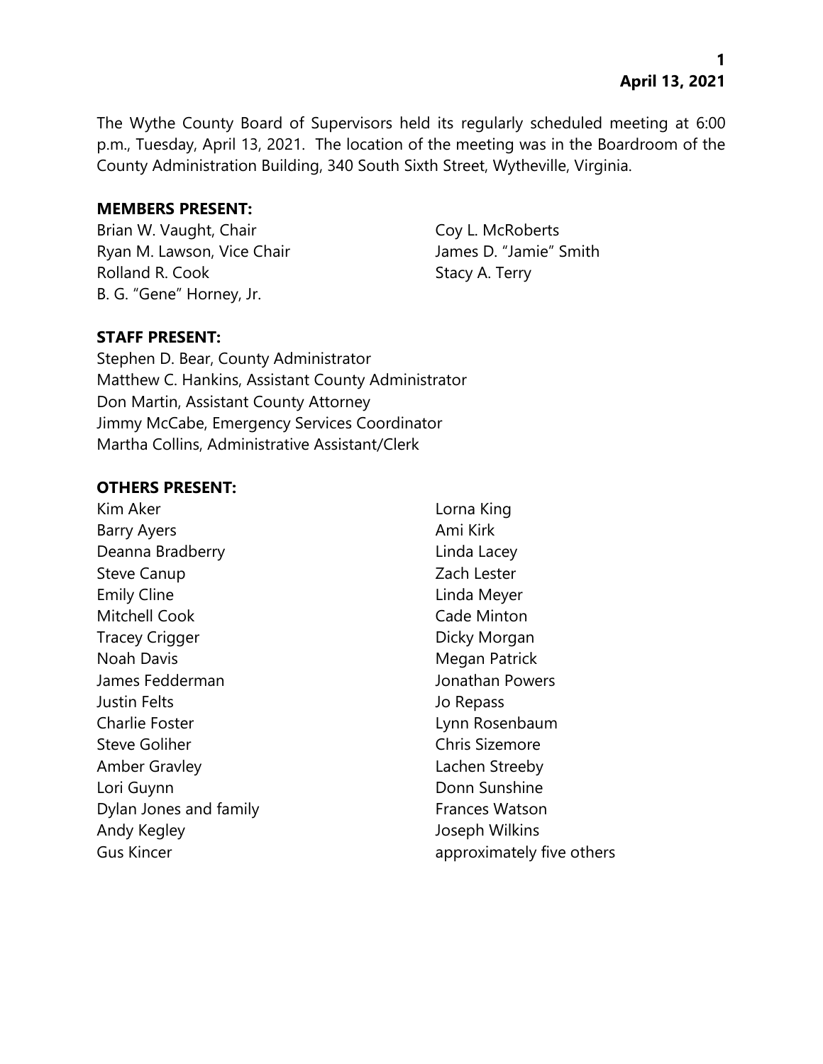April 13, 2021

The Wythe County Board of Supervisors held its regularly scheduled meeting at 6:00 p.m., Tuesday, April 13, 2021. The location of the meeting was in the Boardroom of the County Administration Building, 340 South Sixth Street, Wytheville, Virginia.

**MEMBERS PRESENT:**

Brian W. Vaught, Chair
Ryan M. Lawson, Vice Chair
Rolland R. Cook
B. G. "Gene" Horney, Jr.
Coy L. McRoberts
James D. "Jamie" Smith
Stacy A. Terry

**STAFF PRESENT:**

Stephen D. Bear, County Administrator
Matthew C. Hankins, Assistant County Administrator
Don Martin, Assistant County Attorney
Jimmy McCabe, Emergency Services Coordinator
Martha Collins, Administrative Assistant/Clerk

**OTHERS PRESENT:**

Kim Aker
Barry Ayers
Deanna Bradberry
Steve Canup
Emily Cline
Mitchell Cook
Tracey Crigger
Noah Davis
James Fedderman
Justin Felts
Charlie Foster
Steve Goliher
Amber Gravley
Lori Guynn
Dylan Jones and family
Andy Kegley
Gus Kincer
Lorna King
Ami Kirk
Linda Lacey
Zach Lester
Linda Meyer
Cade Minton
Dicky Morgan
Megan Patrick
Jonathan Powers
Jo Repass
Lynn Rosenbaum
Chris Sizemore
Lachen Streeby
Donn Sunshine
Frances Watson
Joseph Wilkins
approximately five others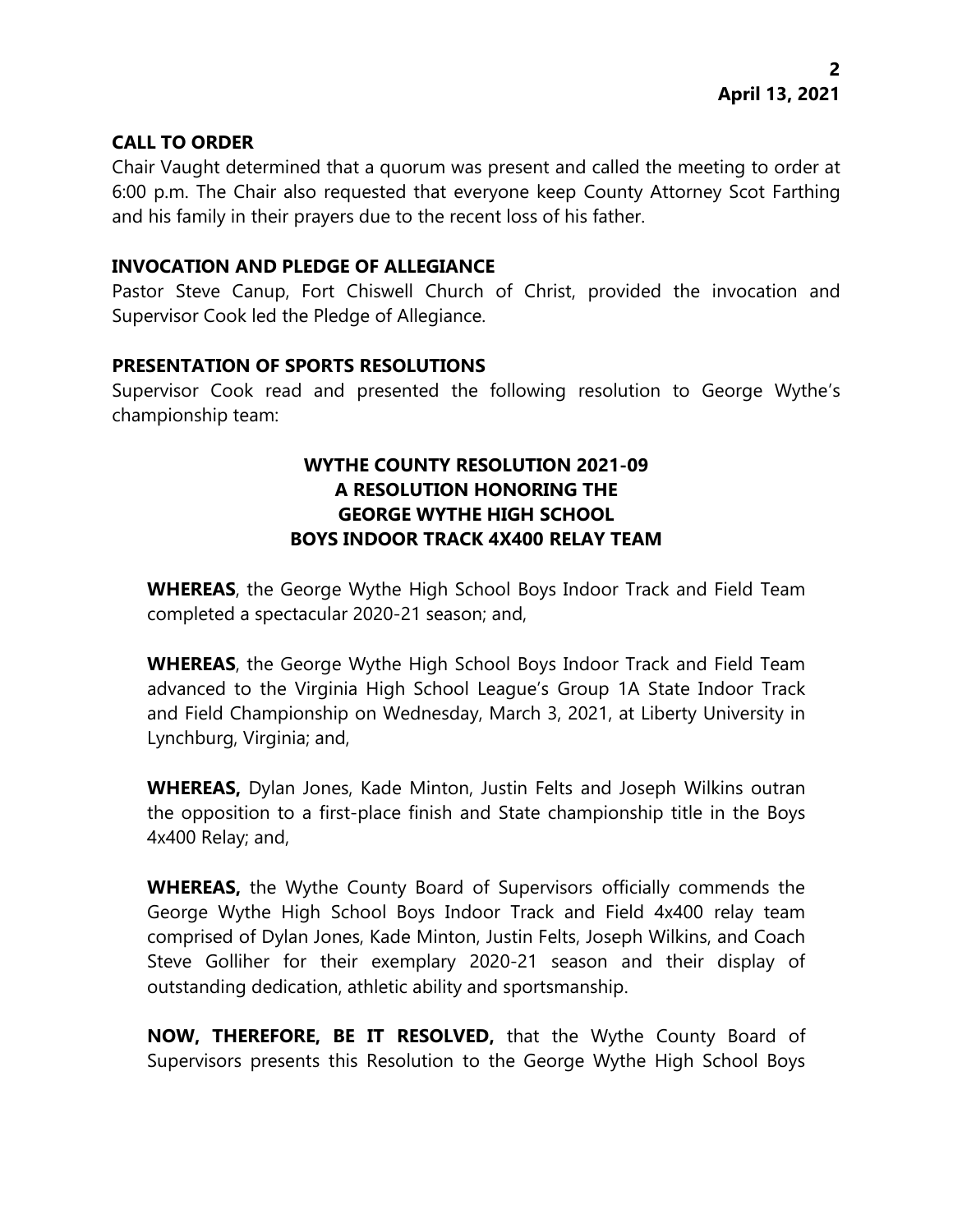## CALL TO ORDER

Chair Vaught determined that a quorum was present and called the meeting to order at 6:00 p.m. The Chair also requested that everyone keep County Attorney Scot Farthing and his family in their prayers due to the recent loss of his father.

## INVOCATION AND PLEDGE OF ALLEGIANCE

Pastor Steve Canup, Fort Chiswell Church of Christ, provided the invocation and Supervisor Cook led the Pledge of Allegiance.

## PRESENTATION OF SPORTS RESOLUTIONS

Supervisor Cook read and presented the following resolution to George Wythe's championship team:

### WYTHE COUNTY RESOLUTION 2021-09
### A RESOLUTION HONORING THE
### GEORGE WYTHE HIGH SCHOOL
### BOYS INDOOR TRACK 4X400 RELAY TEAM

**WHEREAS**, the George Wythe High School Boys Indoor Track and Field Team completed a spectacular 2020-21 season; and,

**WHEREAS**, the George Wythe High School Boys Indoor Track and Field Team advanced to the Virginia High School League's Group 1A State Indoor Track and Field Championship on Wednesday, March 3, 2021, at Liberty University in Lynchburg, Virginia; and,

**WHEREAS,** Dylan Jones, Kade Minton, Justin Felts and Joseph Wilkins outran the opposition to a first-place finish and State championship title in the Boys 4x400 Relay; and,

**WHEREAS,** the Wythe County Board of Supervisors officially commends the George Wythe High School Boys Indoor Track and Field 4x400 relay team comprised of Dylan Jones, Kade Minton, Justin Felts, Joseph Wilkins, and Coach Steve Golliher for their exemplary 2020-21 season and their display of outstanding dedication, athletic ability and sportsmanship.

**NOW, THEREFORE, BE IT RESOLVED,** that the Wythe County Board of Supervisors presents this Resolution to the George Wythe High School Boys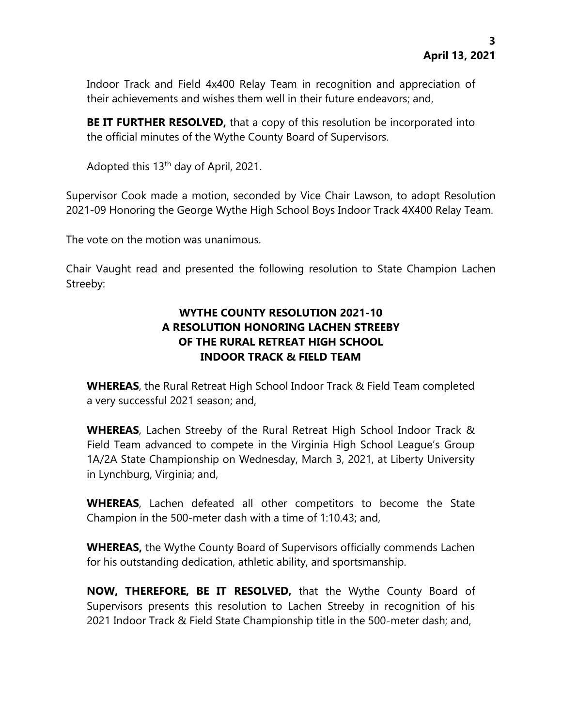Indoor Track and Field 4x400 Relay Team in recognition and appreciation of their achievements and wishes them well in their future endeavors; and,

**BE IT FURTHER RESOLVED,** that a copy of this resolution be incorporated into the official minutes of the Wythe County Board of Supervisors.

Adopted this 13th day of April, 2021.

Supervisor Cook made a motion, seconded by Vice Chair Lawson, to adopt Resolution 2021-09 Honoring the George Wythe High School Boys Indoor Track 4X400 Relay Team.

The vote on the motion was unanimous.

Chair Vaught read and presented the following resolution to State Champion Lachen Streeby:

**WYTHE COUNTY RESOLUTION 2021-10**
**A RESOLUTION HONORING LACHEN STREEBY**
**OF THE RURAL RETREAT HIGH SCHOOL**
**INDOOR TRACK & FIELD TEAM**

**WHEREAS**, the Rural Retreat High School Indoor Track & Field Team completed a very successful 2021 season; and,

**WHEREAS**, Lachen Streeby of the Rural Retreat High School Indoor Track & Field Team advanced to compete in the Virginia High School League's Group 1A/2A State Championship on Wednesday, March 3, 2021, at Liberty University in Lynchburg, Virginia; and,

**WHEREAS**, Lachen defeated all other competitors to become the State Champion in the 500-meter dash with a time of 1:10.43; and,

**WHEREAS,** the Wythe County Board of Supervisors officially commends Lachen for his outstanding dedication, athletic ability, and sportsmanship.

**NOW, THEREFORE, BE IT RESOLVED,** that the Wythe County Board of Supervisors presents this resolution to Lachen Streeby in recognition of his 2021 Indoor Track & Field State Championship title in the 500-meter dash; and,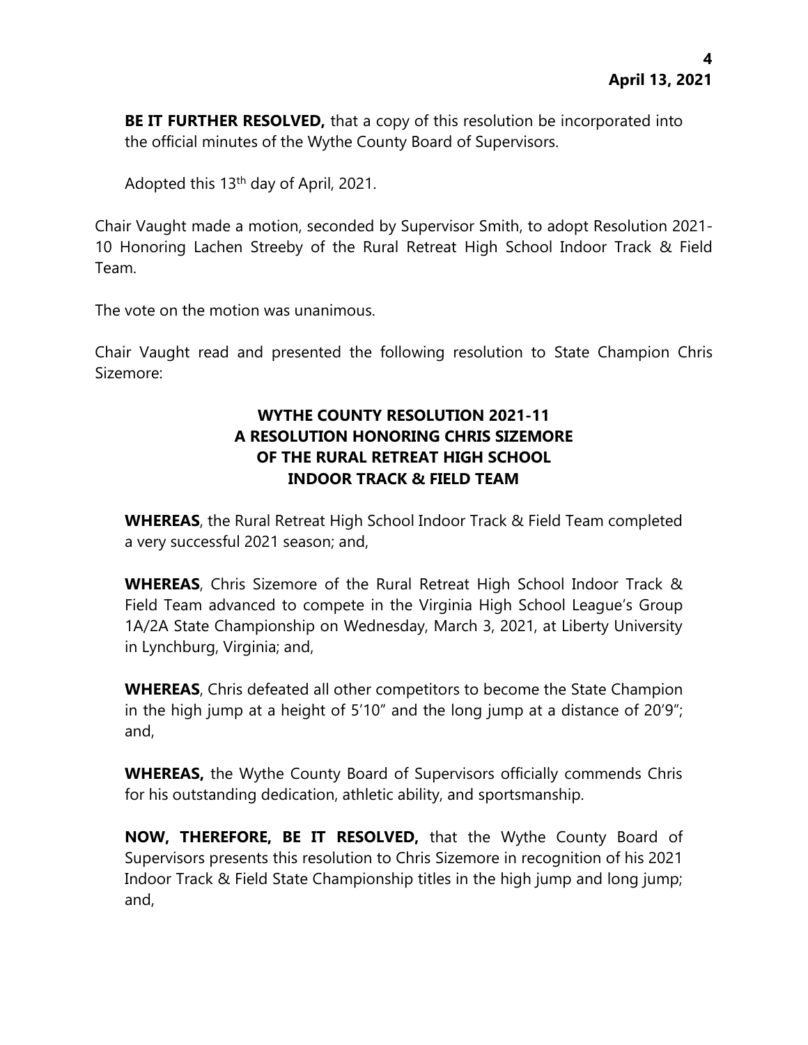**BE IT FURTHER RESOLVED,** that a copy of this resolution be incorporated into the official minutes of the Wythe County Board of Supervisors.

Adopted this 13th day of April, 2021.

Chair Vaught made a motion, seconded by Supervisor Smith, to adopt Resolution 2021-10 Honoring Lachen Streeby of the Rural Retreat High School Indoor Track & Field Team.

The vote on the motion was unanimous.

Chair Vaught read and presented the following resolution to State Champion Chris Sizemore:

**WYTHE COUNTY RESOLUTION 2021-11**
**A RESOLUTION HONORING CHRIS SIZEMORE**
**OF THE RURAL RETREAT HIGH SCHOOL**
**INDOOR TRACK & FIELD TEAM**

**WHEREAS**, the Rural Retreat High School Indoor Track & Field Team completed a very successful 2021 season; and,

**WHEREAS**, Chris Sizemore of the Rural Retreat High School Indoor Track & Field Team advanced to compete in the Virginia High School League's Group 1A/2A State Championship on Wednesday, March 3, 2021, at Liberty University in Lynchburg, Virginia; and,

**WHEREAS**, Chris defeated all other competitors to become the State Champion in the high jump at a height of 5'10" and the long jump at a distance of 20'9"; and,

**WHEREAS,** the Wythe County Board of Supervisors officially commends Chris for his outstanding dedication, athletic ability, and sportsmanship.

**NOW, THEREFORE, BE IT RESOLVED,** that the Wythe County Board of Supervisors presents this resolution to Chris Sizemore in recognition of his 2021 Indoor Track & Field State Championship titles in the high jump and long jump; and,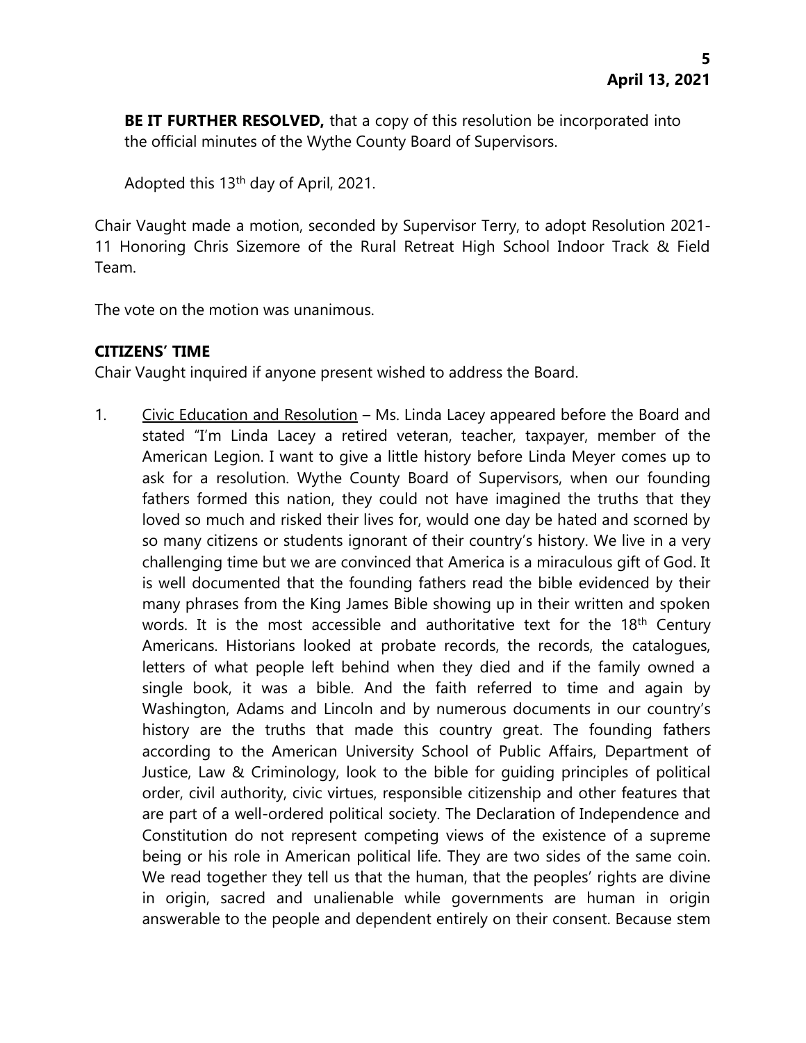**BE IT FURTHER RESOLVED,** that a copy of this resolution be incorporated into the official minutes of the Wythe County Board of Supervisors.

Adopted this 13th day of April, 2021.

Chair Vaught made a motion, seconded by Supervisor Terry, to adopt Resolution 2021-11 Honoring Chris Sizemore of the Rural Retreat High School Indoor Track & Field Team.

The vote on the motion was unanimous.

**CITIZENS' TIME**

Chair Vaught inquired if anyone present wished to address the Board.

1. Civic Education and Resolution – Ms. Linda Lacey appeared before the Board and stated "I'm Linda Lacey a retired veteran, teacher, taxpayer, member of the American Legion. I want to give a little history before Linda Meyer comes up to ask for a resolution. Wythe County Board of Supervisors, when our founding fathers formed this nation, they could not have imagined the truths that they loved so much and risked their lives for, would one day be hated and scorned by so many citizens or students ignorant of their country's history. We live in a very challenging time but we are convinced that America is a miraculous gift of God. It is well documented that the founding fathers read the bible evidenced by their many phrases from the King James Bible showing up in their written and spoken words. It is the most accessible and authoritative text for the 18th Century Americans. Historians looked at probate records, the records, the catalogues, letters of what people left behind when they died and if the family owned a single book, it was a bible. And the faith referred to time and again by Washington, Adams and Lincoln and by numerous documents in our country's history are the truths that made this country great. The founding fathers according to the American University School of Public Affairs, Department of Justice, Law & Criminology, look to the bible for guiding principles of political order, civil authority, civic virtues, responsible citizenship and other features that are part of a well-ordered political society. The Declaration of Independence and Constitution do not represent competing views of the existence of a supreme being or his role in American political life. They are two sides of the same coin. We read together they tell us that the human, that the peoples' rights are divine in origin, sacred and unalienable while governments are human in origin answerable to the people and dependent entirely on their consent. Because stem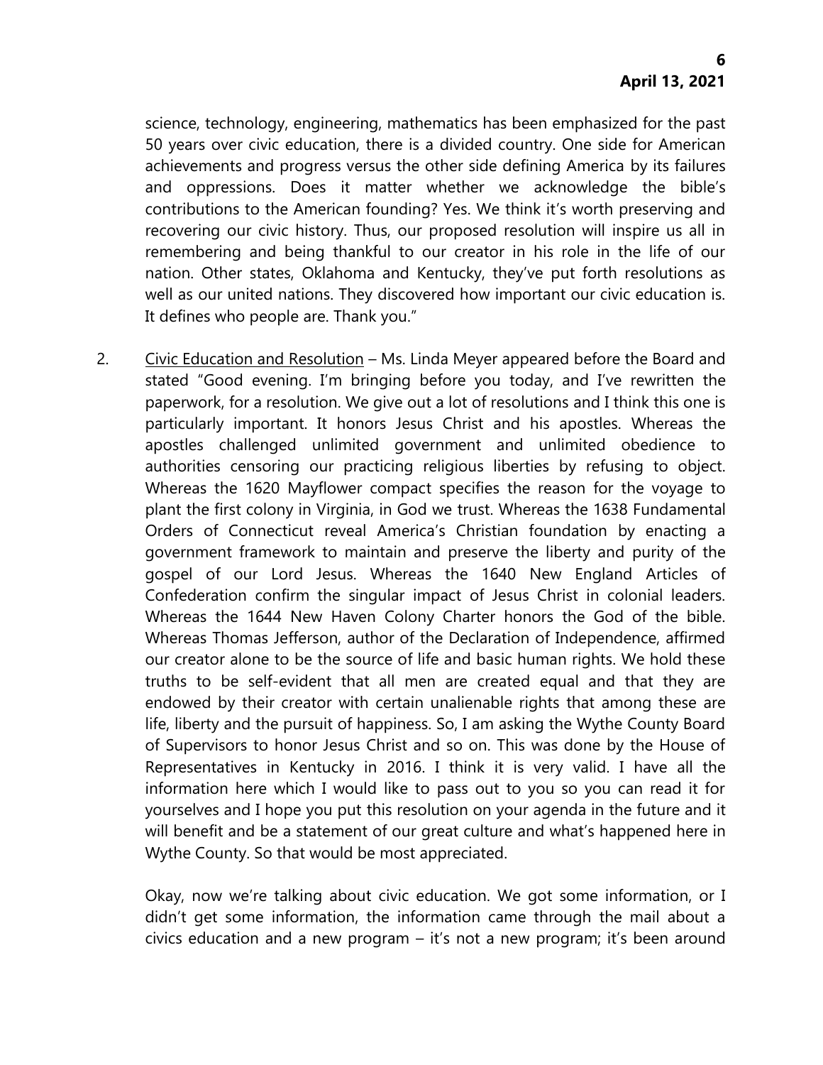science, technology, engineering, mathematics has been emphasized for the past 50 years over civic education, there is a divided country. One side for American achievements and progress versus the other side defining America by its failures and oppressions. Does it matter whether we acknowledge the bible's contributions to the American founding? Yes. We think it's worth preserving and recovering our civic history. Thus, our proposed resolution will inspire us all in remembering and being thankful to our creator in his role in the life of our nation. Other states, Oklahoma and Kentucky, they've put forth resolutions as well as our united nations. They discovered how important our civic education is. It defines who people are. Thank you."

2. Civic Education and Resolution – Ms. Linda Meyer appeared before the Board and stated "Good evening. I'm bringing before you today, and I've rewritten the paperwork, for a resolution. We give out a lot of resolutions and I think this one is particularly important. It honors Jesus Christ and his apostles. Whereas the apostles challenged unlimited government and unlimited obedience to authorities censoring our practicing religious liberties by refusing to object. Whereas the 1620 Mayflower compact specifies the reason for the voyage to plant the first colony in Virginia, in God we trust. Whereas the 1638 Fundamental Orders of Connecticut reveal America's Christian foundation by enacting a government framework to maintain and preserve the liberty and purity of the gospel of our Lord Jesus. Whereas the 1640 New England Articles of Confederation confirm the singular impact of Jesus Christ in colonial leaders. Whereas the 1644 New Haven Colony Charter honors the God of the bible. Whereas Thomas Jefferson, author of the Declaration of Independence, affirmed our creator alone to be the source of life and basic human rights. We hold these truths to be self-evident that all men are created equal and that they are endowed by their creator with certain unalienable rights that among these are life, liberty and the pursuit of happiness. So, I am asking the Wythe County Board of Supervisors to honor Jesus Christ and so on. This was done by the House of Representatives in Kentucky in 2016. I think it is very valid. I have all the information here which I would like to pass out to you so you can read it for yourselves and I hope you put this resolution on your agenda in the future and it will benefit and be a statement of our great culture and what's happened here in Wythe County. So that would be most appreciated.

   Okay, now we're talking about civic education. We got some information, or I didn't get some information, the information came through the mail about a civics education and a new program – it's not a new program; it's been around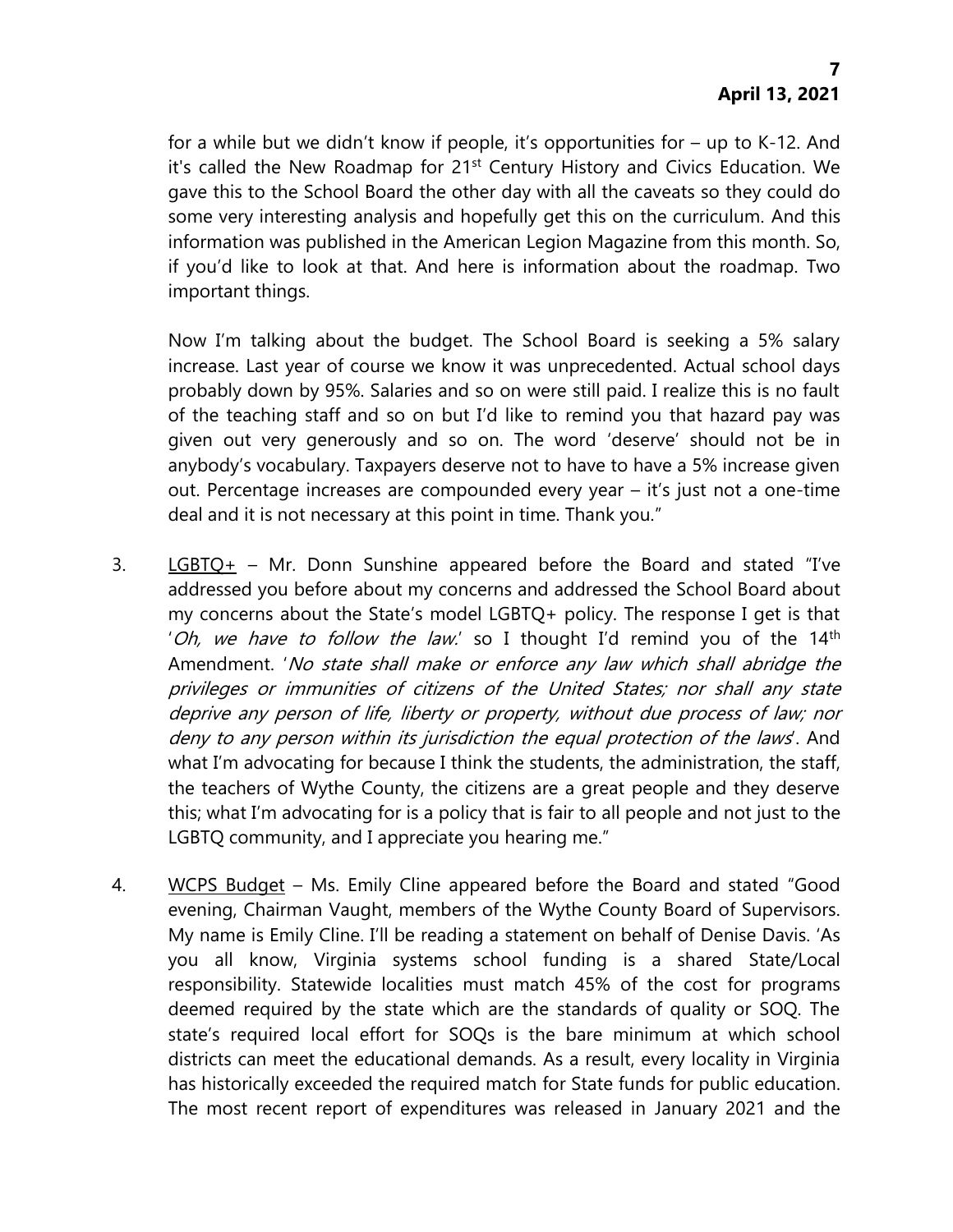for a while but we didn't know if people, it's opportunities for – up to K-12. And it's called the New Roadmap for 21st Century History and Civics Education. We gave this to the School Board the other day with all the caveats so they could do some very interesting analysis and hopefully get this on the curriculum. And this information was published in the American Legion Magazine from this month. So, if you'd like to look at that. And here is information about the roadmap. Two important things.

Now I'm talking about the budget. The School Board is seeking a 5% salary increase. Last year of course we know it was unprecedented. Actual school days probably down by 95%. Salaries and so on were still paid. I realize this is no fault of the teaching staff and so on but I'd like to remind you that hazard pay was given out very generously and so on. The word 'deserve' should not be in anybody's vocabulary. Taxpayers deserve not to have to have a 5% increase given out. Percentage increases are compounded every year – it's just not a one-time deal and it is not necessary at this point in time. Thank you."

3. <u>LGBTQ+</u> – Mr. Donn Sunshine appeared before the Board and stated "I've addressed you before about my concerns and addressed the School Board about my concerns about the State's model LGBTQ+ policy. The response I get is that '*Oh, we have to follow the law.*' so I thought I'd remind you of the 14th Amendment. '*No state shall make or enforce any law which shall abridge the privileges or immunities of citizens of the United States; nor shall any state deprive any person of life, liberty or property, without due process of law; nor deny to any person within its jurisdiction the equal protection of the laws*'. And what I'm advocating for because I think the students, the administration, the staff, the teachers of Wythe County, the citizens are a great people and they deserve this; what I'm advocating for is a policy that is fair to all people and not just to the LGBTQ community, and I appreciate you hearing me."

4. <u>WCPS Budget</u> – Ms. Emily Cline appeared before the Board and stated "Good evening, Chairman Vaught, members of the Wythe County Board of Supervisors. My name is Emily Cline. I'll be reading a statement on behalf of Denise Davis. 'As you all know, Virginia systems school funding is a shared State/Local responsibility. Statewide localities must match 45% of the cost for programs deemed required by the state which are the standards of quality or SOQ. The state's required local effort for SOQs is the bare minimum at which school districts can meet the educational demands. As a result, every locality in Virginia has historically exceeded the required match for State funds for public education. The most recent report of expenditures was released in January 2021 and the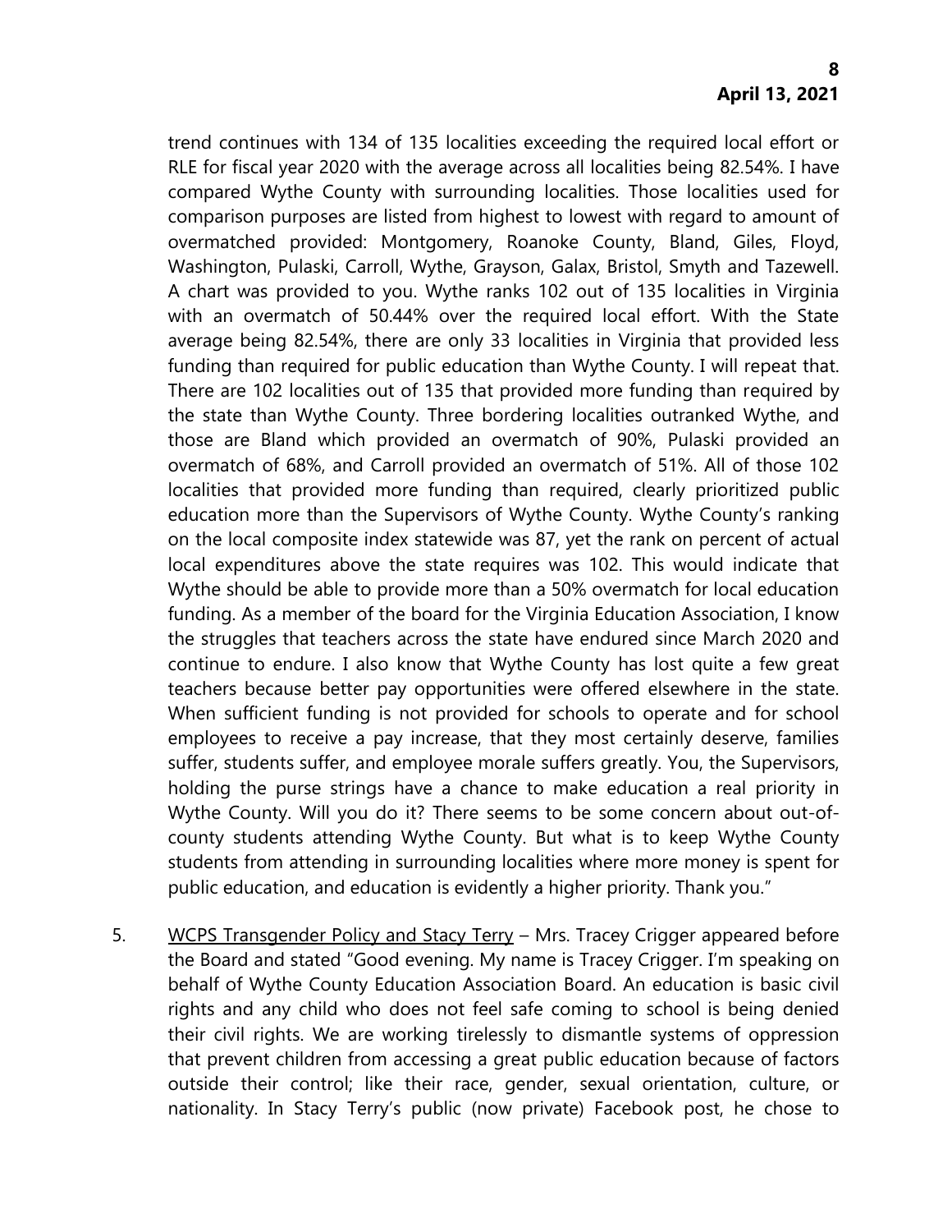trend continues with 134 of 135 localities exceeding the required local effort or RLE for fiscal year 2020 with the average across all localities being 82.54%. I have compared Wythe County with surrounding localities. Those localities used for comparison purposes are listed from highest to lowest with regard to amount of overmatched provided: Montgomery, Roanoke County, Bland, Giles, Floyd, Washington, Pulaski, Carroll, Wythe, Grayson, Galax, Bristol, Smyth and Tazewell. A chart was provided to you. Wythe ranks 102 out of 135 localities in Virginia with an overmatch of 50.44% over the required local effort. With the State average being 82.54%, there are only 33 localities in Virginia that provided less funding than required for public education than Wythe County. I will repeat that. There are 102 localities out of 135 that provided more funding than required by the state than Wythe County. Three bordering localities outranked Wythe, and those are Bland which provided an overmatch of 90%, Pulaski provided an overmatch of 68%, and Carroll provided an overmatch of 51%. All of those 102 localities that provided more funding than required, clearly prioritized public education more than the Supervisors of Wythe County. Wythe County's ranking on the local composite index statewide was 87, yet the rank on percent of actual local expenditures above the state requires was 102. This would indicate that Wythe should be able to provide more than a 50% overmatch for local education funding. As a member of the board for the Virginia Education Association, I know the struggles that teachers across the state have endured since March 2020 and continue to endure. I also know that Wythe County has lost quite a few great teachers because better pay opportunities were offered elsewhere in the state. When sufficient funding is not provided for schools to operate and for school employees to receive a pay increase, that they most certainly deserve, families suffer, students suffer, and employee morale suffers greatly. You, the Supervisors, holding the purse strings have a chance to make education a real priority in Wythe County. Will you do it? There seems to be some concern about out-of-county students attending Wythe County. But what is to keep Wythe County students from attending in surrounding localities where more money is spent for public education, and education is evidently a higher priority. Thank you."

5. WCPS Transgender Policy and Stacy Terry – Mrs. Tracey Crigger appeared before the Board and stated "Good evening. My name is Tracey Crigger. I'm speaking on behalf of Wythe County Education Association Board. An education is basic civil rights and any child who does not feel safe coming to school is being denied their civil rights. We are working tirelessly to dismantle systems of oppression that prevent children from accessing a great public education because of factors outside their control; like their race, gender, sexual orientation, culture, or nationality. In Stacy Terry's public (now private) Facebook post, he chose to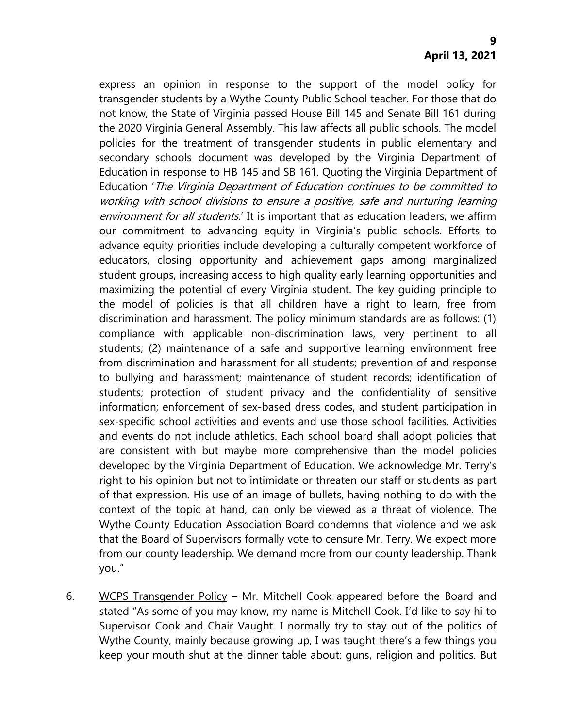express an opinion in response to the support of the model policy for transgender students by a Wythe County Public School teacher. For those that do not know, the State of Virginia passed House Bill 145 and Senate Bill 161 during the 2020 Virginia General Assembly. This law affects all public schools. The model policies for the treatment of transgender students in public elementary and secondary schools document was developed by the Virginia Department of Education in response to HB 145 and SB 161. Quoting the Virginia Department of Education '*The Virginia Department of Education continues to be committed to working with school divisions to ensure a positive, safe and nurturing learning environment for all students.*' It is important that as education leaders, we affirm our commitment to advancing equity in Virginia's public schools. Efforts to advance equity priorities include developing a culturally competent workforce of educators, closing opportunity and achievement gaps among marginalized student groups, increasing access to high quality early learning opportunities and maximizing the potential of every Virginia student. The key guiding principle to the model of policies is that all children have a right to learn, free from discrimination and harassment. The policy minimum standards are as follows: (1) compliance with applicable non-discrimination laws, very pertinent to all students; (2) maintenance of a safe and supportive learning environment free from discrimination and harassment for all students; prevention of and response to bullying and harassment; maintenance of student records; identification of students; protection of student privacy and the confidentiality of sensitive information; enforcement of sex-based dress codes, and student participation in sex-specific school activities and events and use those school facilities. Activities and events do not include athletics. Each school board shall adopt policies that are consistent with but maybe more comprehensive than the model policies developed by the Virginia Department of Education. We acknowledge Mr. Terry's right to his opinion but not to intimidate or threaten our staff or students as part of that expression. His use of an image of bullets, having nothing to do with the context of the topic at hand, can only be viewed as a threat of violence. The Wythe County Education Association Board condemns that violence and we ask that the Board of Supervisors formally vote to censure Mr. Terry. We expect more from our county leadership. We demand more from our county leadership. Thank you."

6. WCPS Transgender Policy – Mr. Mitchell Cook appeared before the Board and stated "As some of you may know, my name is Mitchell Cook. I'd like to say hi to Supervisor Cook and Chair Vaught. I normally try to stay out of the politics of Wythe County, mainly because growing up, I was taught there's a few things you keep your mouth shut at the dinner table about: guns, religion and politics. But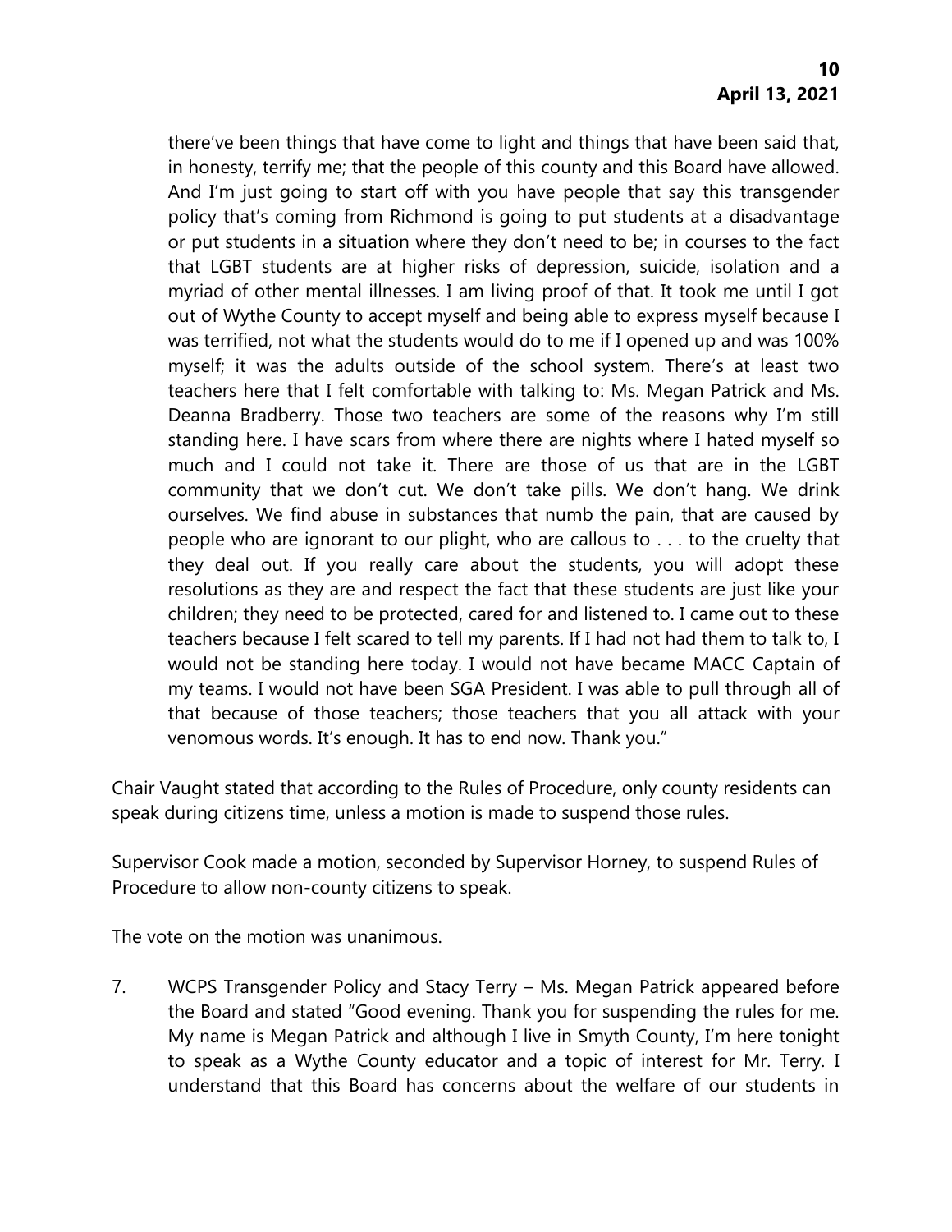there've been things that have come to light and things that have been said that, in honesty, terrify me; that the people of this county and this Board have allowed. And I'm just going to start off with you have people that say this transgender policy that's coming from Richmond is going to put students at a disadvantage or put students in a situation where they don't need to be; in courses to the fact that LGBT students are at higher risks of depression, suicide, isolation and a myriad of other mental illnesses. I am living proof of that. It took me until I got out of Wythe County to accept myself and being able to express myself because I was terrified, not what the students would do to me if I opened up and was 100% myself; it was the adults outside of the school system. There's at least two teachers here that I felt comfortable with talking to: Ms. Megan Patrick and Ms. Deanna Bradberry. Those two teachers are some of the reasons why I'm still standing here. I have scars from where there are nights where I hated myself so much and I could not take it. There are those of us that are in the LGBT community that we don't cut. We don't take pills. We don't hang. We drink ourselves. We find abuse in substances that numb the pain, that are caused by people who are ignorant to our plight, who are callous to . . . to the cruelty that they deal out. If you really care about the students, you will adopt these resolutions as they are and respect the fact that these students are just like your children; they need to be protected, cared for and listened to. I came out to these teachers because I felt scared to tell my parents. If I had not had them to talk to, I would not be standing here today. I would not have became MACC Captain of my teams. I would not have been SGA President. I was able to pull through all of that because of those teachers; those teachers that you all attack with your venomous words. It's enough. It has to end now. Thank you."

Chair Vaught stated that according to the Rules of Procedure, only county residents can speak during citizens time, unless a motion is made to suspend those rules.

Supervisor Cook made a motion, seconded by Supervisor Horney, to suspend Rules of Procedure to allow non-county citizens to speak.

The vote on the motion was unanimous.

7. <u>WCPS Transgender Policy and Stacy Terry</u> – Ms. Megan Patrick appeared before the Board and stated "Good evening. Thank you for suspending the rules for me. My name is Megan Patrick and although I live in Smyth County, I'm here tonight to speak as a Wythe County educator and a topic of interest for Mr. Terry. I understand that this Board has concerns about the welfare of our students in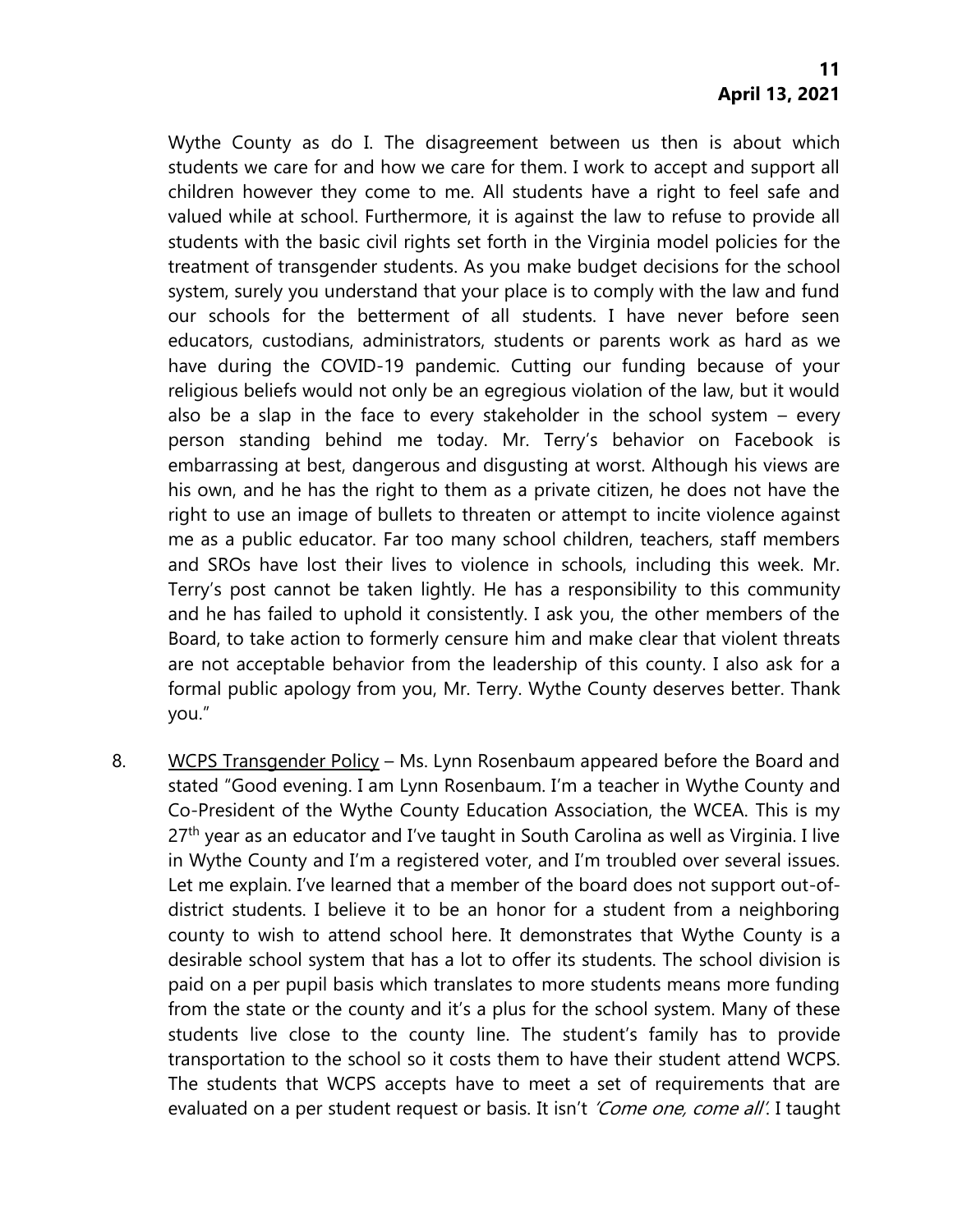Wythe County as do I. The disagreement between us then is about which students we care for and how we care for them. I work to accept and support all children however they come to me. All students have a right to feel safe and valued while at school. Furthermore, it is against the law to refuse to provide all students with the basic civil rights set forth in the Virginia model policies for the treatment of transgender students. As you make budget decisions for the school system, surely you understand that your place is to comply with the law and fund our schools for the betterment of all students. I have never before seen educators, custodians, administrators, students or parents work as hard as we have during the COVID-19 pandemic. Cutting our funding because of your religious beliefs would not only be an egregious violation of the law, but it would also be a slap in the face to every stakeholder in the school system – every person standing behind me today. Mr. Terry's behavior on Facebook is embarrassing at best, dangerous and disgusting at worst. Although his views are his own, and he has the right to them as a private citizen, he does not have the right to use an image of bullets to threaten or attempt to incite violence against me as a public educator. Far too many school children, teachers, staff members and SROs have lost their lives to violence in schools, including this week. Mr. Terry's post cannot be taken lightly. He has a responsibility to this community and he has failed to uphold it consistently. I ask you, the other members of the Board, to take action to formerly censure him and make clear that violent threats are not acceptable behavior from the leadership of this county. I also ask for a formal public apology from you, Mr. Terry. Wythe County deserves better. Thank you."

8. WCPS Transgender Policy – Ms. Lynn Rosenbaum appeared before the Board and stated "Good evening. I am Lynn Rosenbaum. I'm a teacher in Wythe County and Co-President of the Wythe County Education Association, the WCEA. This is my 27th year as an educator and I've taught in South Carolina as well as Virginia. I live in Wythe County and I'm a registered voter, and I'm troubled over several issues. Let me explain. I've learned that a member of the board does not support out-of-district students. I believe it to be an honor for a student from a neighboring county to wish to attend school here. It demonstrates that Wythe County is a desirable school system that has a lot to offer its students. The school division is paid on a per pupil basis which translates to more students means more funding from the state or the county and it's a plus for the school system. Many of these students live close to the county line. The student's family has to provide transportation to the school so it costs them to have their student attend WCPS. The students that WCPS accepts have to meet a set of requirements that are evaluated on a per student request or basis. It isn't *'Come one, come all'*. I taught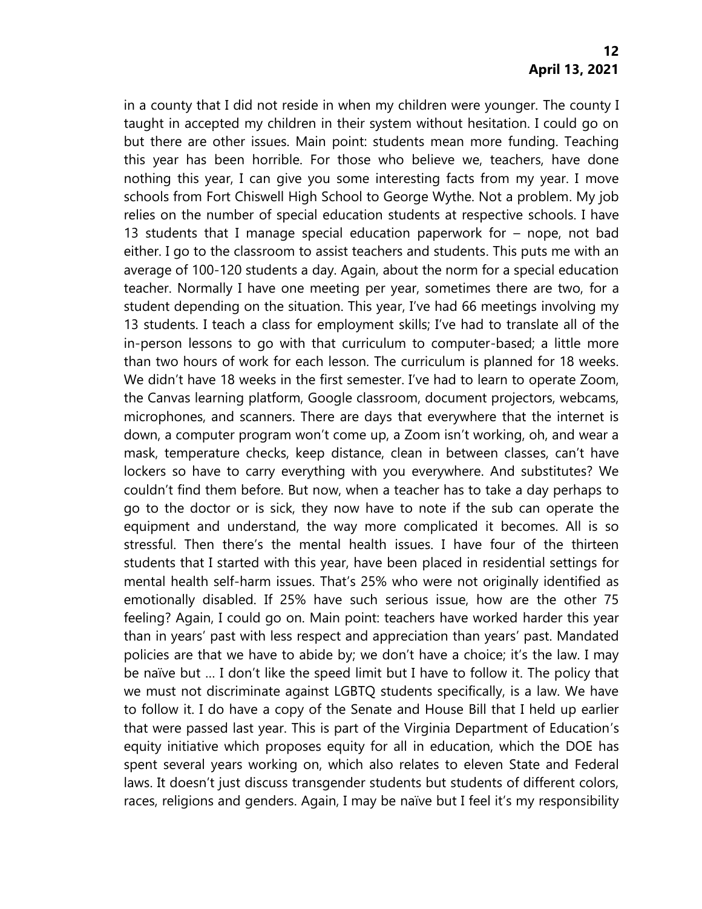in a county that I did not reside in when my children were younger. The county I taught in accepted my children in their system without hesitation. I could go on but there are other issues. Main point: students mean more funding. Teaching this year has been horrible. For those who believe we, teachers, have done nothing this year, I can give you some interesting facts from my year. I move schools from Fort Chiswell High School to George Wythe. Not a problem. My job relies on the number of special education students at respective schools. I have 13 students that I manage special education paperwork for – nope, not bad either. I go to the classroom to assist teachers and students. This puts me with an average of 100-120 students a day. Again, about the norm for a special education teacher. Normally I have one meeting per year, sometimes there are two, for a student depending on the situation. This year, I've had 66 meetings involving my 13 students. I teach a class for employment skills; I've had to translate all of the in-person lessons to go with that curriculum to computer-based; a little more than two hours of work for each lesson. The curriculum is planned for 18 weeks. We didn't have 18 weeks in the first semester. I've had to learn to operate Zoom, the Canvas learning platform, Google classroom, document projectors, webcams, microphones, and scanners. There are days that everywhere that the internet is down, a computer program won't come up, a Zoom isn't working, oh, and wear a mask, temperature checks, keep distance, clean in between classes, can't have lockers so have to carry everything with you everywhere. And substitutes? We couldn't find them before. But now, when a teacher has to take a day perhaps to go to the doctor or is sick, they now have to note if the sub can operate the equipment and understand, the way more complicated it becomes. All is so stressful. Then there's the mental health issues. I have four of the thirteen students that I started with this year, have been placed in residential settings for mental health self-harm issues. That's 25% who were not originally identified as emotionally disabled. If 25% have such serious issue, how are the other 75 feeling? Again, I could go on. Main point: teachers have worked harder this year than in years' past with less respect and appreciation than years' past. Mandated policies are that we have to abide by; we don't have a choice; it's the law. I may be naïve but … I don't like the speed limit but I have to follow it. The policy that we must not discriminate against LGBTQ students specifically, is a law. We have to follow it. I do have a copy of the Senate and House Bill that I held up earlier that were passed last year. This is part of the Virginia Department of Education's equity initiative which proposes equity for all in education, which the DOE has spent several years working on, which also relates to eleven State and Federal laws. It doesn't just discuss transgender students but students of different colors, races, religions and genders. Again, I may be naïve but I feel it's my responsibility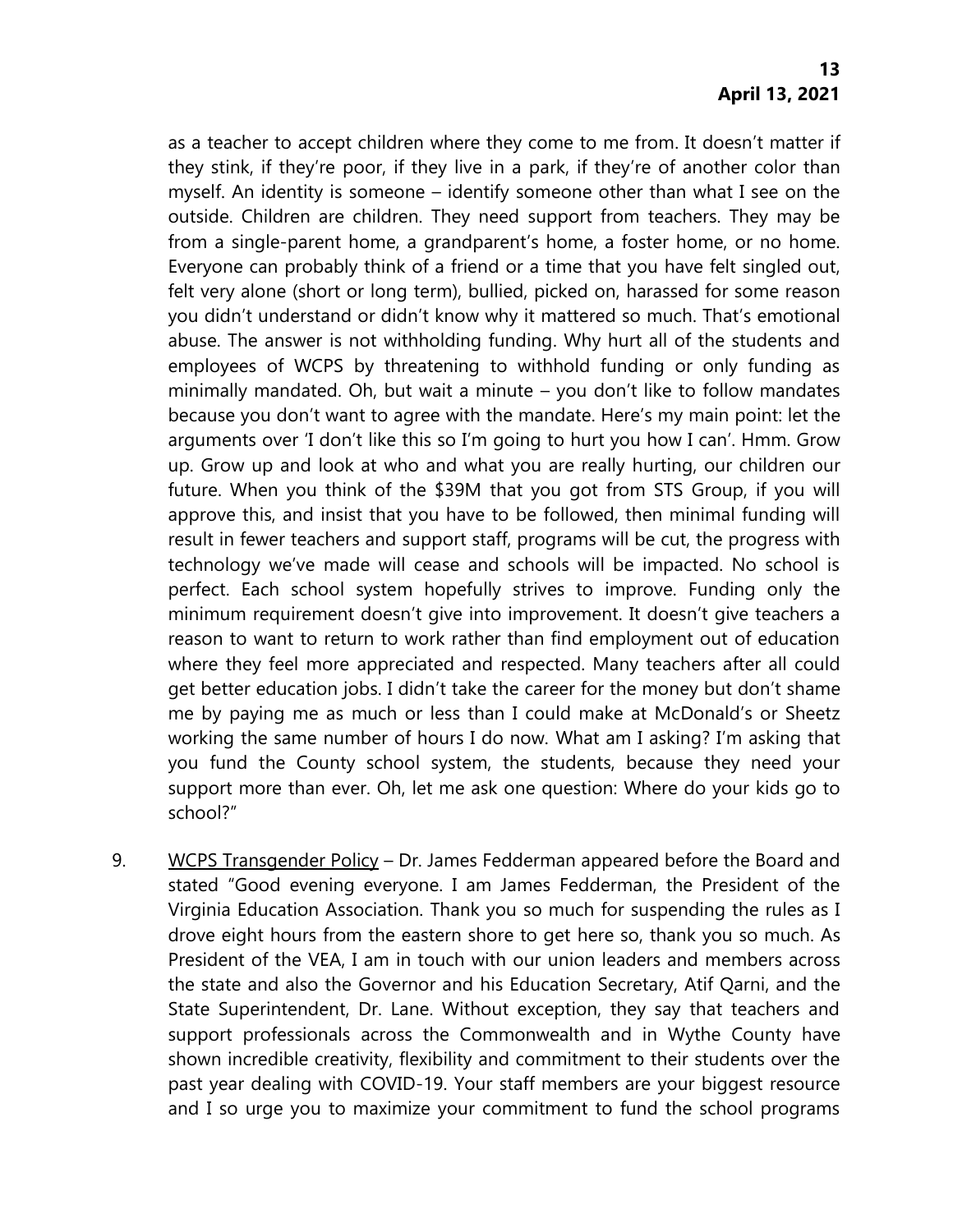as a teacher to accept children where they come to me from. It doesn't matter if they stink, if they're poor, if they live in a park, if they're of another color than myself. An identity is someone – identify someone other than what I see on the outside. Children are children. They need support from teachers. They may be from a single-parent home, a grandparent's home, a foster home, or no home. Everyone can probably think of a friend or a time that you have felt singled out, felt very alone (short or long term), bullied, picked on, harassed for some reason you didn't understand or didn't know why it mattered so much. That's emotional abuse. The answer is not withholding funding. Why hurt all of the students and employees of WCPS by threatening to withhold funding or only funding as minimally mandated. Oh, but wait a minute – you don't like to follow mandates because you don't want to agree with the mandate. Here's my main point: let the arguments over 'I don't like this so I'm going to hurt you how I can'. Hmm. Grow up. Grow up and look at who and what you are really hurting, our children our future. When you think of the $39M that you got from STS Group, if you will approve this, and insist that you have to be followed, then minimal funding will result in fewer teachers and support staff, programs will be cut, the progress with technology we've made will cease and schools will be impacted. No school is perfect. Each school system hopefully strives to improve. Funding only the minimum requirement doesn't give into improvement. It doesn't give teachers a reason to want to return to work rather than find employment out of education where they feel more appreciated and respected. Many teachers after all could get better education jobs. I didn't take the career for the money but don't shame me by paying me as much or less than I could make at McDonald's or Sheetz working the same number of hours I do now. What am I asking? I'm asking that you fund the County school system, the students, because they need your support more than ever. Oh, let me ask one question: Where do your kids go to school?"

9. WCPS Transgender Policy – Dr. James Fedderman appeared before the Board and stated "Good evening everyone. I am James Fedderman, the President of the Virginia Education Association. Thank you so much for suspending the rules as I drove eight hours from the eastern shore to get here so, thank you so much. As President of the VEA, I am in touch with our union leaders and members across the state and also the Governor and his Education Secretary, Atif Qarni, and the State Superintendent, Dr. Lane. Without exception, they say that teachers and support professionals across the Commonwealth and in Wythe County have shown incredible creativity, flexibility and commitment to their students over the past year dealing with COVID-19. Your staff members are your biggest resource and I so urge you to maximize your commitment to fund the school programs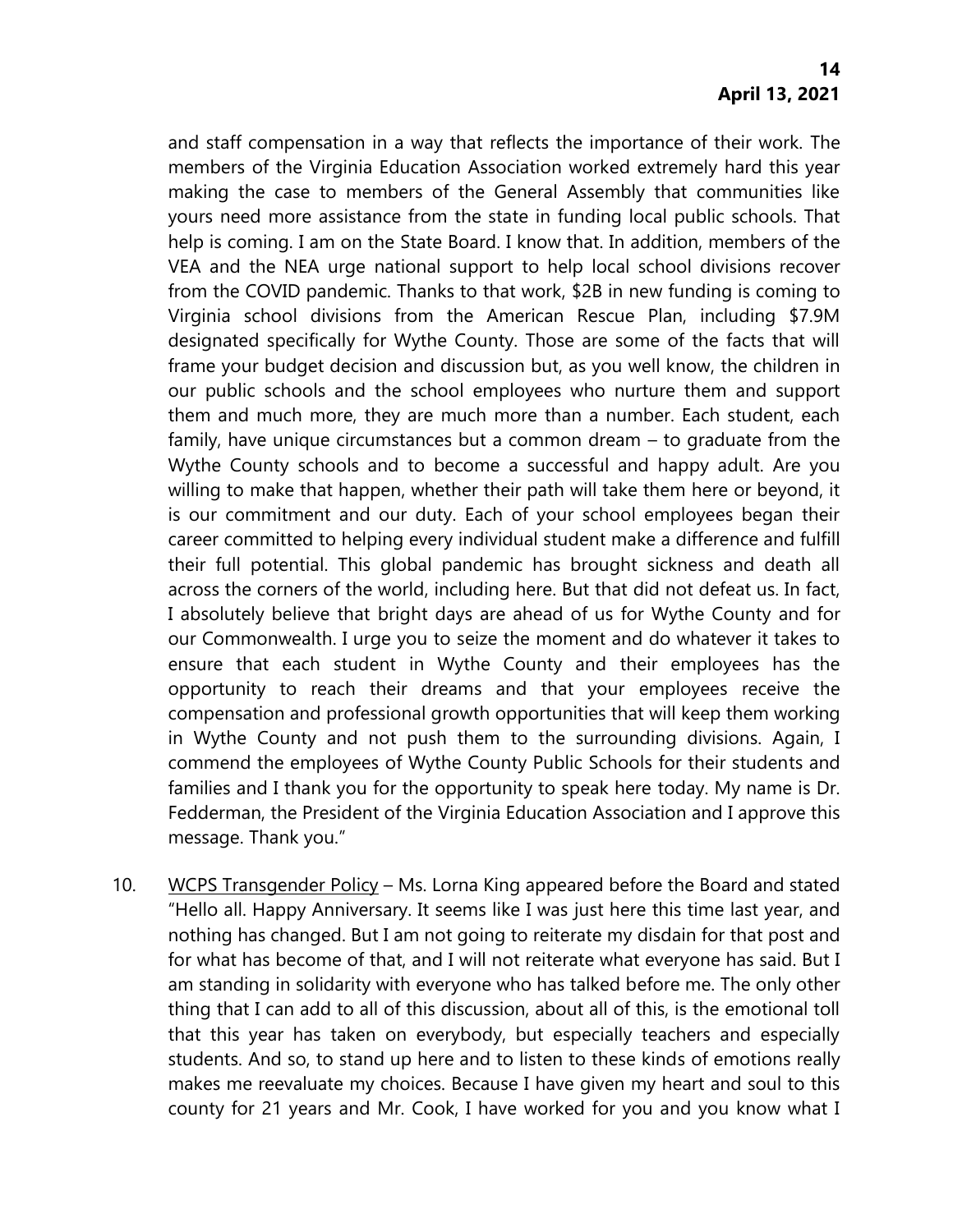and staff compensation in a way that reflects the importance of their work. The members of the Virginia Education Association worked extremely hard this year making the case to members of the General Assembly that communities like yours need more assistance from the state in funding local public schools. That help is coming. I am on the State Board. I know that. In addition, members of the VEA and the NEA urge national support to help local school divisions recover from the COVID pandemic. Thanks to that work, $2B in new funding is coming to Virginia school divisions from the American Rescue Plan, including $7.9M designated specifically for Wythe County. Those are some of the facts that will frame your budget decision and discussion but, as you well know, the children in our public schools and the school employees who nurture them and support them and much more, they are much more than a number. Each student, each family, have unique circumstances but a common dream – to graduate from the Wythe County schools and to become a successful and happy adult. Are you willing to make that happen, whether their path will take them here or beyond, it is our commitment and our duty. Each of your school employees began their career committed to helping every individual student make a difference and fulfill their full potential. This global pandemic has brought sickness and death all across the corners of the world, including here. But that did not defeat us. In fact, I absolutely believe that bright days are ahead of us for Wythe County and for our Commonwealth. I urge you to seize the moment and do whatever it takes to ensure that each student in Wythe County and their employees has the opportunity to reach their dreams and that your employees receive the compensation and professional growth opportunities that will keep them working in Wythe County and not push them to the surrounding divisions. Again, I commend the employees of Wythe County Public Schools for their students and families and I thank you for the opportunity to speak here today. My name is Dr. Fedderman, the President of the Virginia Education Association and I approve this message. Thank you."

10. <u>WCPS Transgender Policy</u> – Ms. Lorna King appeared before the Board and stated "Hello all. Happy Anniversary. It seems like I was just here this time last year, and nothing has changed. But I am not going to reiterate my disdain for that post and for what has become of that, and I will not reiterate what everyone has said. But I am standing in solidarity with everyone who has talked before me. The only other thing that I can add to all of this discussion, about all of this, is the emotional toll that this year has taken on everybody, but especially teachers and especially students. And so, to stand up here and to listen to these kinds of emotions really makes me reevaluate my choices. Because I have given my heart and soul to this county for 21 years and Mr. Cook, I have worked for you and you know what I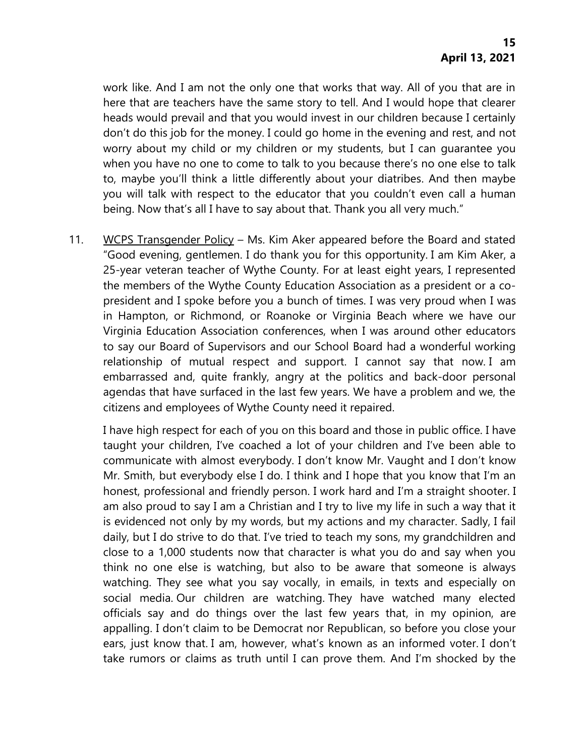work like. And I am not the only one that works that way. All of you that are in here that are teachers have the same story to tell. And I would hope that clearer heads would prevail and that you would invest in our children because I certainly don't do this job for the money. I could go home in the evening and rest, and not worry about my child or my children or my students, but I can guarantee you when you have no one to come to talk to you because there's no one else to talk to, maybe you'll think a little differently about your diatribes. And then maybe you will talk with respect to the educator that you couldn't even call a human being. Now that's all I have to say about that. Thank you all very much."

11. WCPS Transgender Policy – Ms. Kim Aker appeared before the Board and stated "Good evening, gentlemen. I do thank you for this opportunity. I am Kim Aker, a 25-year veteran teacher of Wythe County. For at least eight years, I represented the members of the Wythe County Education Association as a president or a co-president and I spoke before you a bunch of times. I was very proud when I was in Hampton, or Richmond, or Roanoke or Virginia Beach where we have our Virginia Education Association conferences, when I was around other educators to say our Board of Supervisors and our School Board had a wonderful working relationship of mutual respect and support. I cannot say that now. I am embarrassed and, quite frankly, angry at the politics and back-door personal agendas that have surfaced in the last few years. We have a problem and we, the citizens and employees of Wythe County need it repaired.

    I have high respect for each of you on this board and those in public office. I have taught your children, I've coached a lot of your children and I've been able to communicate with almost everybody. I don't know Mr. Vaught and I don't know Mr. Smith, but everybody else I do. I think and I hope that you know that I'm an honest, professional and friendly person. I work hard and I'm a straight shooter. I am also proud to say I am a Christian and I try to live my life in such a way that it is evidenced not only by my words, but my actions and my character. Sadly, I fail daily, but I do strive to do that. I've tried to teach my sons, my grandchildren and close to a 1,000 students now that character is what you do and say when you think no one else is watching, but also to be aware that someone is always watching. They see what you say vocally, in emails, in texts and especially on social media. Our children are watching. They have watched many elected officials say and do things over the last few years that, in my opinion, are appalling. I don't claim to be Democrat nor Republican, so before you close your ears, just know that. I am, however, what's known as an informed voter. I don't take rumors or claims as truth until I can prove them. And I'm shocked by the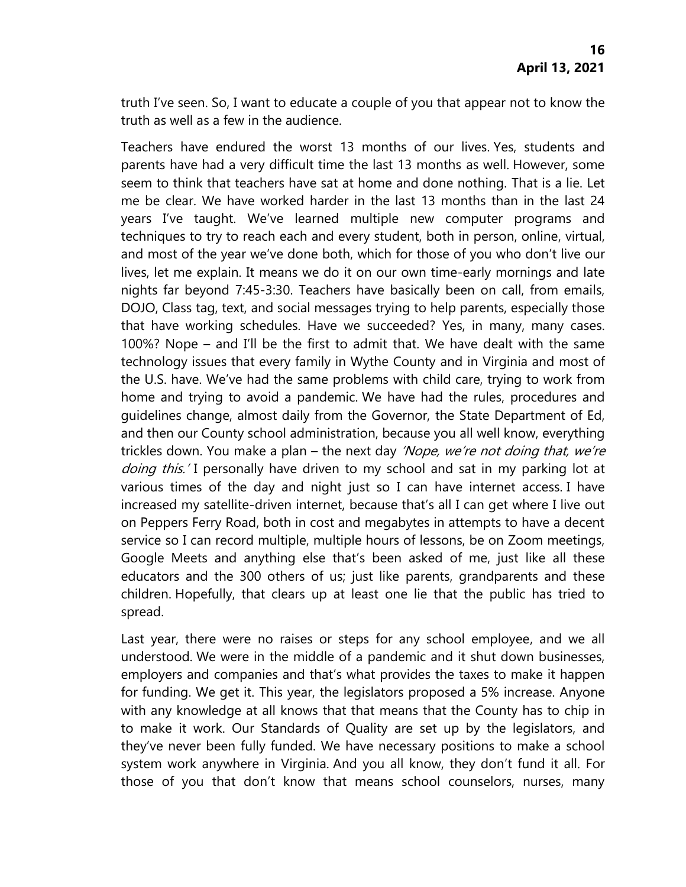truth I've seen. So, I want to educate a couple of you that appear not to know the truth as well as a few in the audience.

Teachers have endured the worst 13 months of our lives. Yes, students and parents have had a very difficult time the last 13 months as well. However, some seem to think that teachers have sat at home and done nothing. That is a lie. Let me be clear. We have worked harder in the last 13 months than in the last 24 years I've taught. We've learned multiple new computer programs and techniques to try to reach each and every student, both in person, online, virtual, and most of the year we've done both, which for those of you who don't live our lives, let me explain. It means we do it on our own time-early mornings and late nights far beyond 7:45-3:30. Teachers have basically been on call, from emails, DOJO, Class tag, text, and social messages trying to help parents, especially those that have working schedules. Have we succeeded? Yes, in many, many cases. 100%? Nope – and I'll be the first to admit that. We have dealt with the same technology issues that every family in Wythe County and in Virginia and most of the U.S. have. We've had the same problems with child care, trying to work from home and trying to avoid a pandemic. We have had the rules, procedures and guidelines change, almost daily from the Governor, the State Department of Ed, and then our County school administration, because you all well know, everything trickles down. You make a plan – the next day *'Nope, we're not doing that, we're doing this.'* I personally have driven to my school and sat in my parking lot at various times of the day and night just so I can have internet access. I have increased my satellite-driven internet, because that's all I can get where I live out on Peppers Ferry Road, both in cost and megabytes in attempts to have a decent service so I can record multiple, multiple hours of lessons, be on Zoom meetings, Google Meets and anything else that's been asked of me, just like all these educators and the 300 others of us; just like parents, grandparents and these children. Hopefully, that clears up at least one lie that the public has tried to spread.

Last year, there were no raises or steps for any school employee, and we all understood. We were in the middle of a pandemic and it shut down businesses, employers and companies and that's what provides the taxes to make it happen for funding. We get it. This year, the legislators proposed a 5% increase. Anyone with any knowledge at all knows that that means that the County has to chip in to make it work. Our Standards of Quality are set up by the legislators, and they've never been fully funded. We have necessary positions to make a school system work anywhere in Virginia. And you all know, they don't fund it all. For those of you that don't know that means school counselors, nurses, many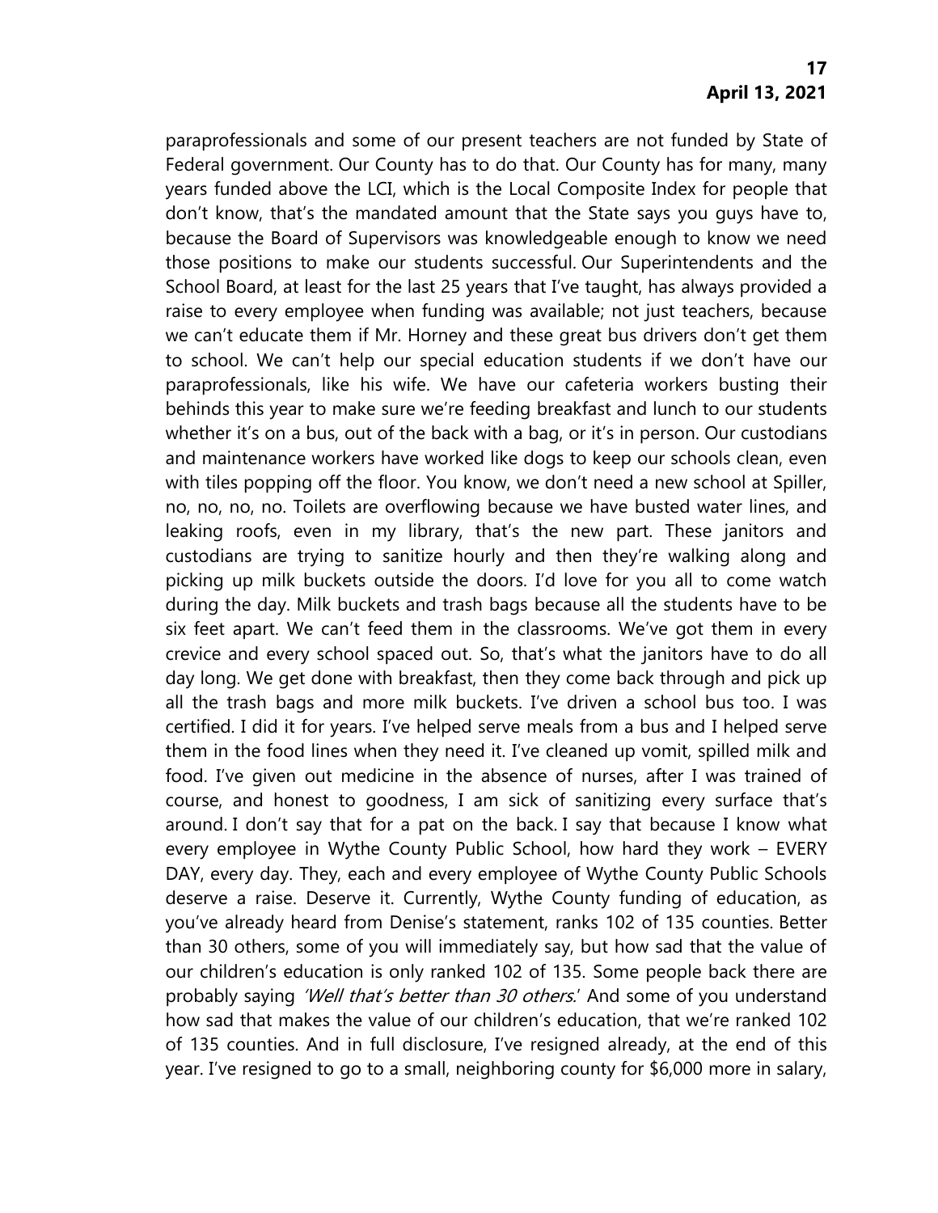paraprofessionals and some of our present teachers are not funded by State of Federal government. Our County has to do that. Our County has for many, many years funded above the LCI, which is the Local Composite Index for people that don't know, that's the mandated amount that the State says you guys have to, because the Board of Supervisors was knowledgeable enough to know we need those positions to make our students successful. Our Superintendents and the School Board, at least for the last 25 years that I've taught, has always provided a raise to every employee when funding was available; not just teachers, because we can't educate them if Mr. Horney and these great bus drivers don't get them to school. We can't help our special education students if we don't have our paraprofessionals, like his wife. We have our cafeteria workers busting their behinds this year to make sure we're feeding breakfast and lunch to our students whether it's on a bus, out of the back with a bag, or it's in person. Our custodians and maintenance workers have worked like dogs to keep our schools clean, even with tiles popping off the floor. You know, we don't need a new school at Spiller, no, no, no, no. Toilets are overflowing because we have busted water lines, and leaking roofs, even in my library, that's the new part. These janitors and custodians are trying to sanitize hourly and then they're walking along and picking up milk buckets outside the doors. I'd love for you all to come watch during the day. Milk buckets and trash bags because all the students have to be six feet apart. We can't feed them in the classrooms. We've got them in every crevice and every school spaced out. So, that's what the janitors have to do all day long. We get done with breakfast, then they come back through and pick up all the trash bags and more milk buckets. I've driven a school bus too. I was certified. I did it for years. I've helped serve meals from a bus and I helped serve them in the food lines when they need it. I've cleaned up vomit, spilled milk and food. I've given out medicine in the absence of nurses, after I was trained of course, and honest to goodness, I am sick of sanitizing every surface that's around. I don't say that for a pat on the back. I say that because I know what every employee in Wythe County Public School, how hard they work – EVERY DAY, every day. They, each and every employee of Wythe County Public Schools deserve a raise. Deserve it. Currently, Wythe County funding of education, as you've already heard from Denise's statement, ranks 102 of 135 counties. Better than 30 others, some of you will immediately say, but how sad that the value of our children's education is only ranked 102 of 135. Some people back there are probably saying *'Well that's better than 30 others.'* And some of you understand how sad that makes the value of our children's education, that we're ranked 102 of 135 counties. And in full disclosure, I've resigned already, at the end of this year. I've resigned to go to a small, neighboring county for $6,000 more in salary,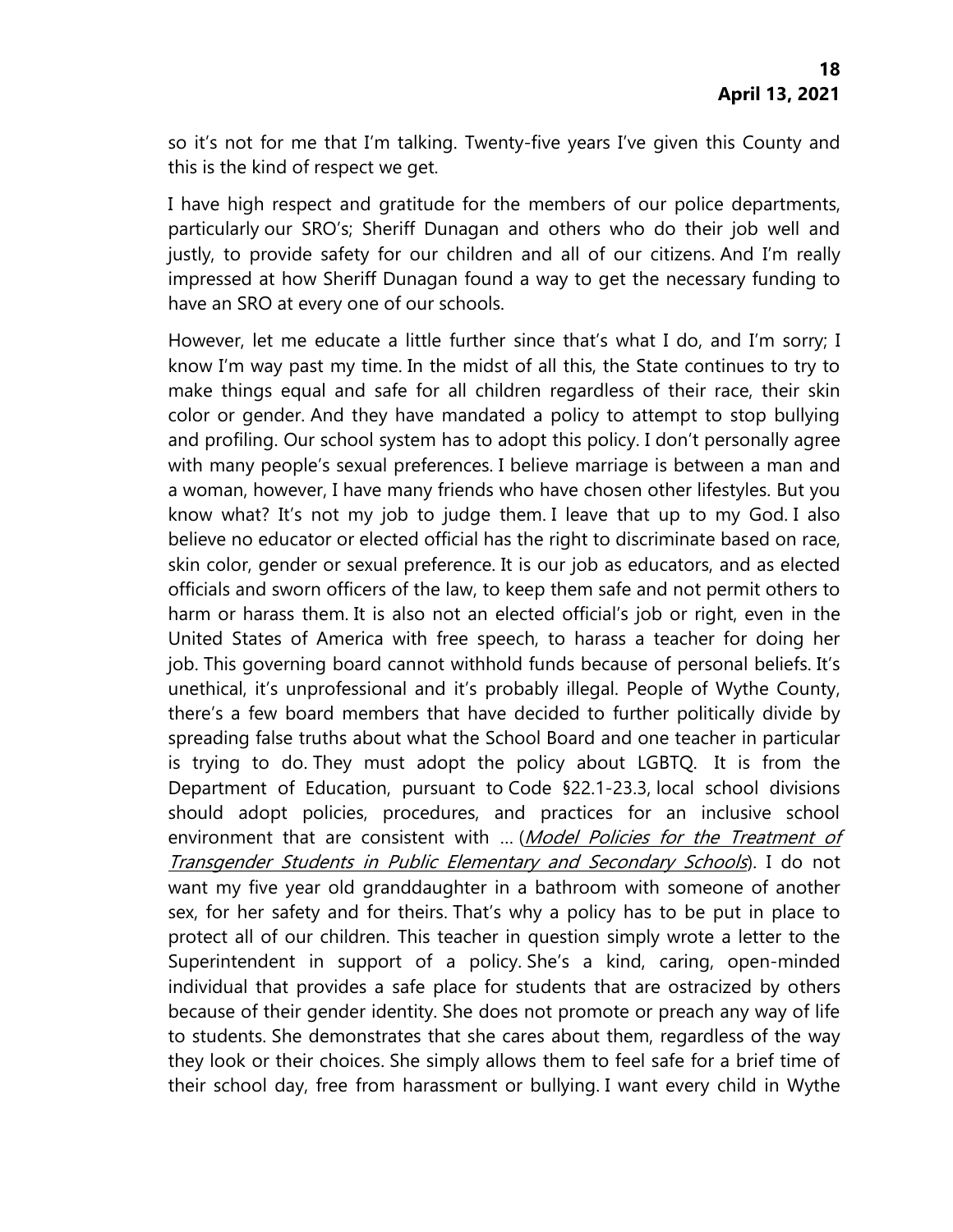so it's not for me that I'm talking. Twenty-five years I've given this County and this is the kind of respect we get.

I have high respect and gratitude for the members of our police departments, particularly our SRO's; Sheriff Dunagan and others who do their job well and justly, to provide safety for our children and all of our citizens. And I'm really impressed at how Sheriff Dunagan found a way to get the necessary funding to have an SRO at every one of our schools.

However, let me educate a little further since that's what I do, and I'm sorry; I know I'm way past my time. In the midst of all this, the State continues to try to make things equal and safe for all children regardless of their race, their skin color or gender. And they have mandated a policy to attempt to stop bullying and profiling. Our school system has to adopt this policy. I don't personally agree with many people's sexual preferences. I believe marriage is between a man and a woman, however, I have many friends who have chosen other lifestyles. But you know what? It's not my job to judge them. I leave that up to my God. I also believe no educator or elected official has the right to discriminate based on race, skin color, gender or sexual preference. It is our job as educators, and as elected officials and sworn officers of the law, to keep them safe and not permit others to harm or harass them. It is also not an elected official's job or right, even in the United States of America with free speech, to harass a teacher for doing her job. This governing board cannot withhold funds because of personal beliefs. It's unethical, it's unprofessional and it's probably illegal. People of Wythe County, there's a few board members that have decided to further politically divide by spreading false truths about what the School Board and one teacher in particular is trying to do. They must adopt the policy about LGBTQ. It is from the Department of Education, pursuant to Code §22.1-23.3, local school divisions should adopt policies, procedures, and practices for an inclusive school environment that are consistent with … (*Model Policies for the Treatment of Transgender Students in Public Elementary and Secondary Schools*). I do not want my five year old granddaughter in a bathroom with someone of another sex, for her safety and for theirs. That's why a policy has to be put in place to protect all of our children. This teacher in question simply wrote a letter to the Superintendent in support of a policy. She's a kind, caring, open-minded individual that provides a safe place for students that are ostracized by others because of their gender identity. She does not promote or preach any way of life to students. She demonstrates that she cares about them, regardless of the way they look or their choices. She simply allows them to feel safe for a brief time of their school day, free from harassment or bullying. I want every child in Wythe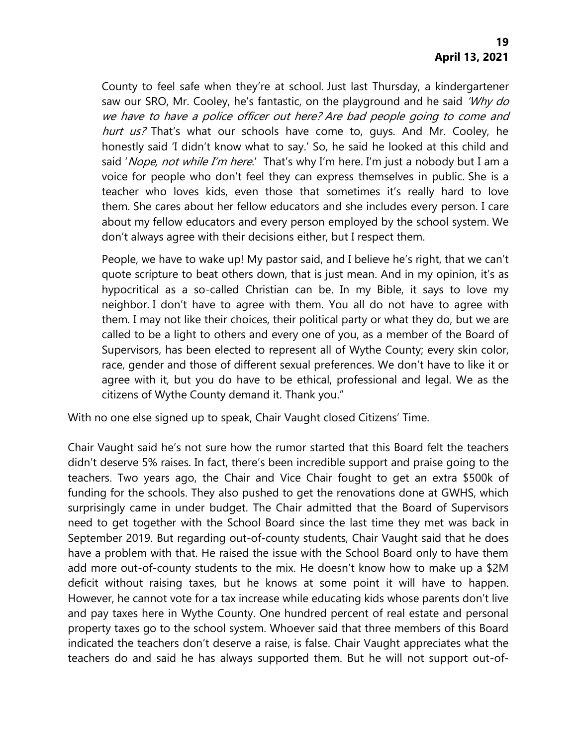County to feel safe when they're at school. Just last Thursday, a kindergartener saw our SRO, Mr. Cooley, he's fantastic, on the playground and he said *'Why do we have to have a police officer out here? Are bad people going to come and hurt us?* That's what our schools have come to, guys. And Mr. Cooley, he honestly said 'I didn't know what to say.' So, he said he looked at this child and said '*Nope, not while I'm here*.' That's why I'm here. I'm just a nobody but I am a voice for people who don't feel they can express themselves in public. She is a teacher who loves kids, even those that sometimes it's really hard to love them. She cares about her fellow educators and she includes every person. I care about my fellow educators and every person employed by the school system. We don't always agree with their decisions either, but I respect them.

People, we have to wake up! My pastor said, and I believe he's right, that we can't quote scripture to beat others down, that is just mean. And in my opinion, it's as hypocritical as a so-called Christian can be. In my Bible, it says to love my neighbor. I don't have to agree with them. You all do not have to agree with them. I may not like their choices, their political party or what they do, but we are called to be a light to others and every one of you, as a member of the Board of Supervisors, has been elected to represent all of Wythe County; every skin color, race, gender and those of different sexual preferences. We don't have to like it or agree with it, but you do have to be ethical, professional and legal. We as the citizens of Wythe County demand it. Thank you."

With no one else signed up to speak, Chair Vaught closed Citizens' Time.

Chair Vaught said he's not sure how the rumor started that this Board felt the teachers didn't deserve 5% raises. In fact, there's been incredible support and praise going to the teachers. Two years ago, the Chair and Vice Chair fought to get an extra $500k of funding for the schools. They also pushed to get the renovations done at GWHS, which surprisingly came in under budget. The Chair admitted that the Board of Supervisors need to get together with the School Board since the last time they met was back in September 2019. But regarding out-of-county students, Chair Vaught said that he does have a problem with that. He raised the issue with the School Board only to have them add more out-of-county students to the mix. He doesn't know how to make up a $2M deficit without raising taxes, but he knows at some point it will have to happen. However, he cannot vote for a tax increase while educating kids whose parents don't live and pay taxes here in Wythe County. One hundred percent of real estate and personal property taxes go to the school system. Whoever said that three members of this Board indicated the teachers don't deserve a raise, is false. Chair Vaught appreciates what the teachers do and said he has always supported them. But he will not support out-of-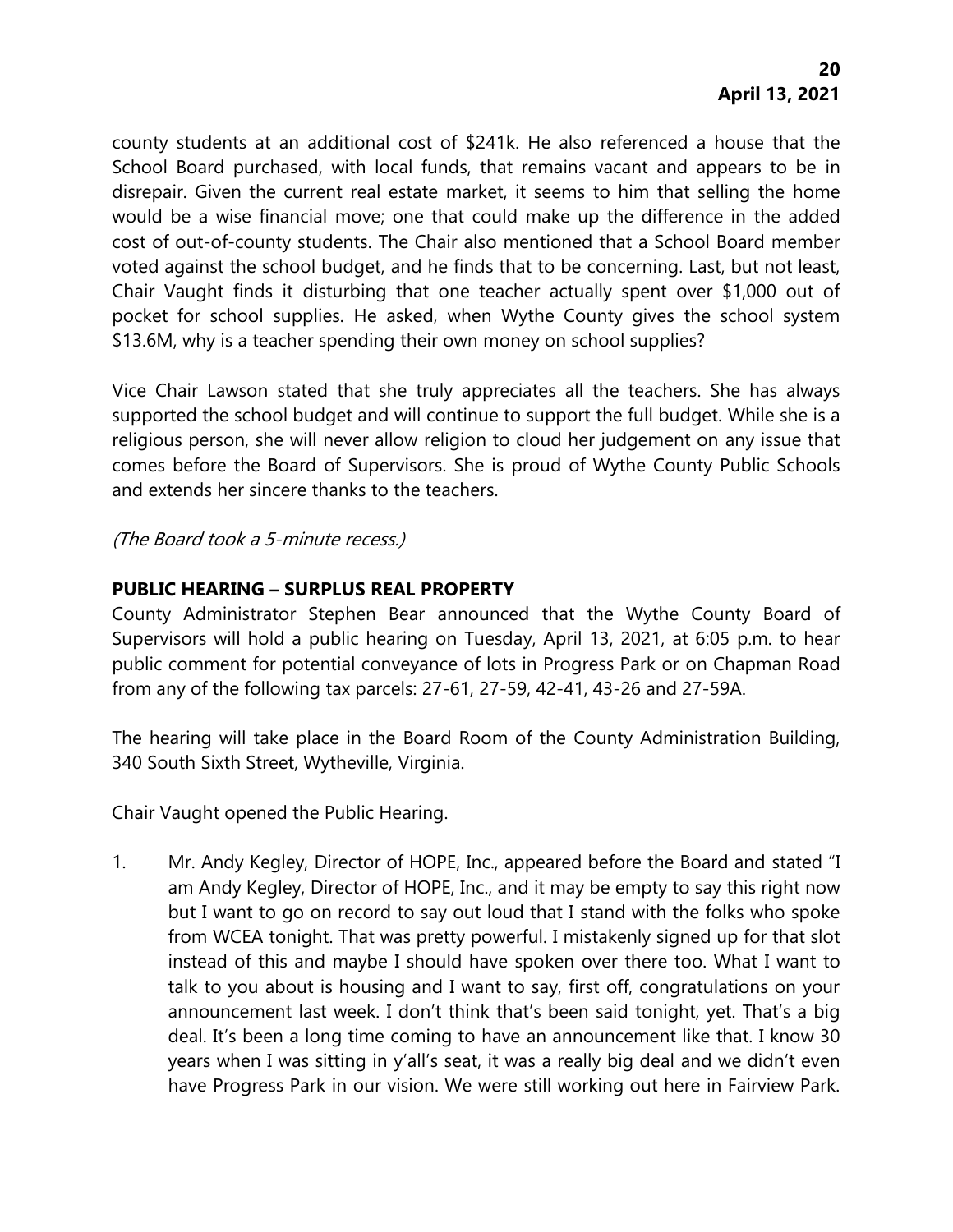county students at an additional cost of $241k. He also referenced a house that the School Board purchased, with local funds, that remains vacant and appears to be in disrepair. Given the current real estate market, it seems to him that selling the home would be a wise financial move; one that could make up the difference in the added cost of out-of-county students. The Chair also mentioned that a School Board member voted against the school budget, and he finds that to be concerning. Last, but not least, Chair Vaught finds it disturbing that one teacher actually spent over $1,000 out of pocket for school supplies. He asked, when Wythe County gives the school system $13.6M, why is a teacher spending their own money on school supplies?

Vice Chair Lawson stated that she truly appreciates all the teachers. She has always supported the school budget and will continue to support the full budget. While she is a religious person, she will never allow religion to cloud her judgement on any issue that comes before the Board of Supervisors. She is proud of Wythe County Public Schools and extends her sincere thanks to the teachers.

*(The Board took a 5-minute recess.)*

**PUBLIC HEARING – SURPLUS REAL PROPERTY**

County Administrator Stephen Bear announced that the Wythe County Board of Supervisors will hold a public hearing on Tuesday, April 13, 2021, at 6:05 p.m. to hear public comment for potential conveyance of lots in Progress Park or on Chapman Road from any of the following tax parcels: 27-61, 27-59, 42-41, 43-26 and 27-59A.

The hearing will take place in the Board Room of the County Administration Building, 340 South Sixth Street, Wytheville, Virginia.

Chair Vaught opened the Public Hearing.

1. Mr. Andy Kegley, Director of HOPE, Inc., appeared before the Board and stated "I am Andy Kegley, Director of HOPE, Inc., and it may be empty to say this right now but I want to go on record to say out loud that I stand with the folks who spoke from WCEA tonight. That was pretty powerful. I mistakenly signed up for that slot instead of this and maybe I should have spoken over there too. What I want to talk to you about is housing and I want to say, first off, congratulations on your announcement last week. I don't think that's been said tonight, yet. That's a big deal. It's been a long time coming to have an announcement like that. I know 30 years when I was sitting in y'all's seat, it was a really big deal and we didn't even have Progress Park in our vision. We were still working out here in Fairview Park.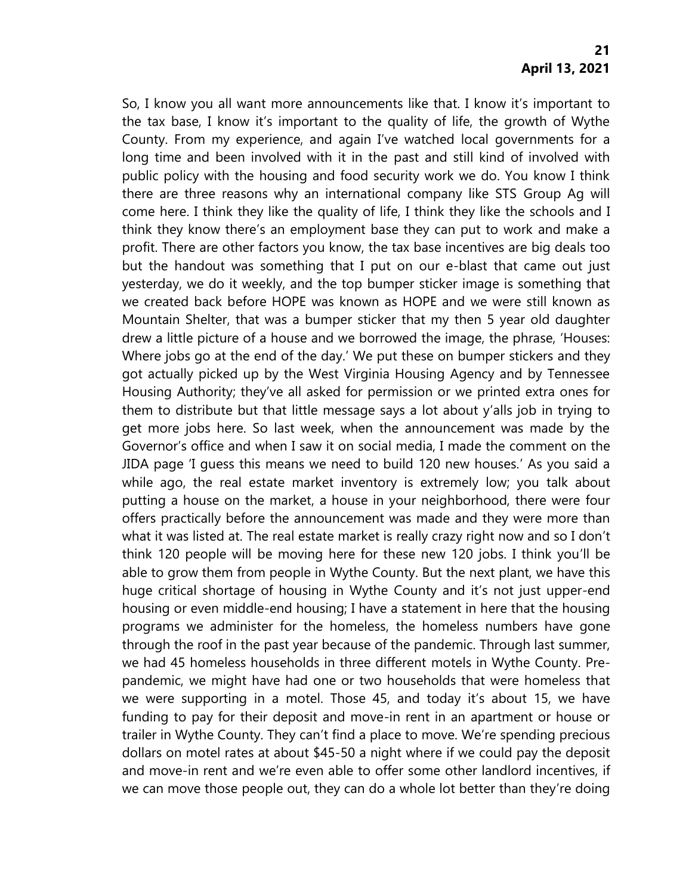So, I know you all want more announcements like that. I know it's important to the tax base, I know it's important to the quality of life, the growth of Wythe County. From my experience, and again I've watched local governments for a long time and been involved with it in the past and still kind of involved with public policy with the housing and food security work we do. You know I think there are three reasons why an international company like STS Group Ag will come here. I think they like the quality of life, I think they like the schools and I think they know there's an employment base they can put to work and make a profit. There are other factors you know, the tax base incentives are big deals too but the handout was something that I put on our e-blast that came out just yesterday, we do it weekly, and the top bumper sticker image is something that we created back before HOPE was known as HOPE and we were still known as Mountain Shelter, that was a bumper sticker that my then 5 year old daughter drew a little picture of a house and we borrowed the image, the phrase, 'Houses: Where jobs go at the end of the day.' We put these on bumper stickers and they got actually picked up by the West Virginia Housing Agency and by Tennessee Housing Authority; they've all asked for permission or we printed extra ones for them to distribute but that little message says a lot about y'alls job in trying to get more jobs here. So last week, when the announcement was made by the Governor's office and when I saw it on social media, I made the comment on the JIDA page 'I guess this means we need to build 120 new houses.' As you said a while ago, the real estate market inventory is extremely low; you talk about putting a house on the market, a house in your neighborhood, there were four offers practically before the announcement was made and they were more than what it was listed at. The real estate market is really crazy right now and so I don't think 120 people will be moving here for these new 120 jobs. I think you'll be able to grow them from people in Wythe County. But the next plant, we have this huge critical shortage of housing in Wythe County and it's not just upper-end housing or even middle-end housing; I have a statement in here that the housing programs we administer for the homeless, the homeless numbers have gone through the roof in the past year because of the pandemic. Through last summer, we had 45 homeless households in three different motels in Wythe County. Pre-pandemic, we might have had one or two households that were homeless that we were supporting in a motel. Those 45, and today it's about 15, we have funding to pay for their deposit and move-in rent in an apartment or house or trailer in Wythe County. They can't find a place to move. We're spending precious dollars on motel rates at about $45-50 a night where if we could pay the deposit and move-in rent and we're even able to offer some other landlord incentives, if we can move those people out, they can do a whole lot better than they're doing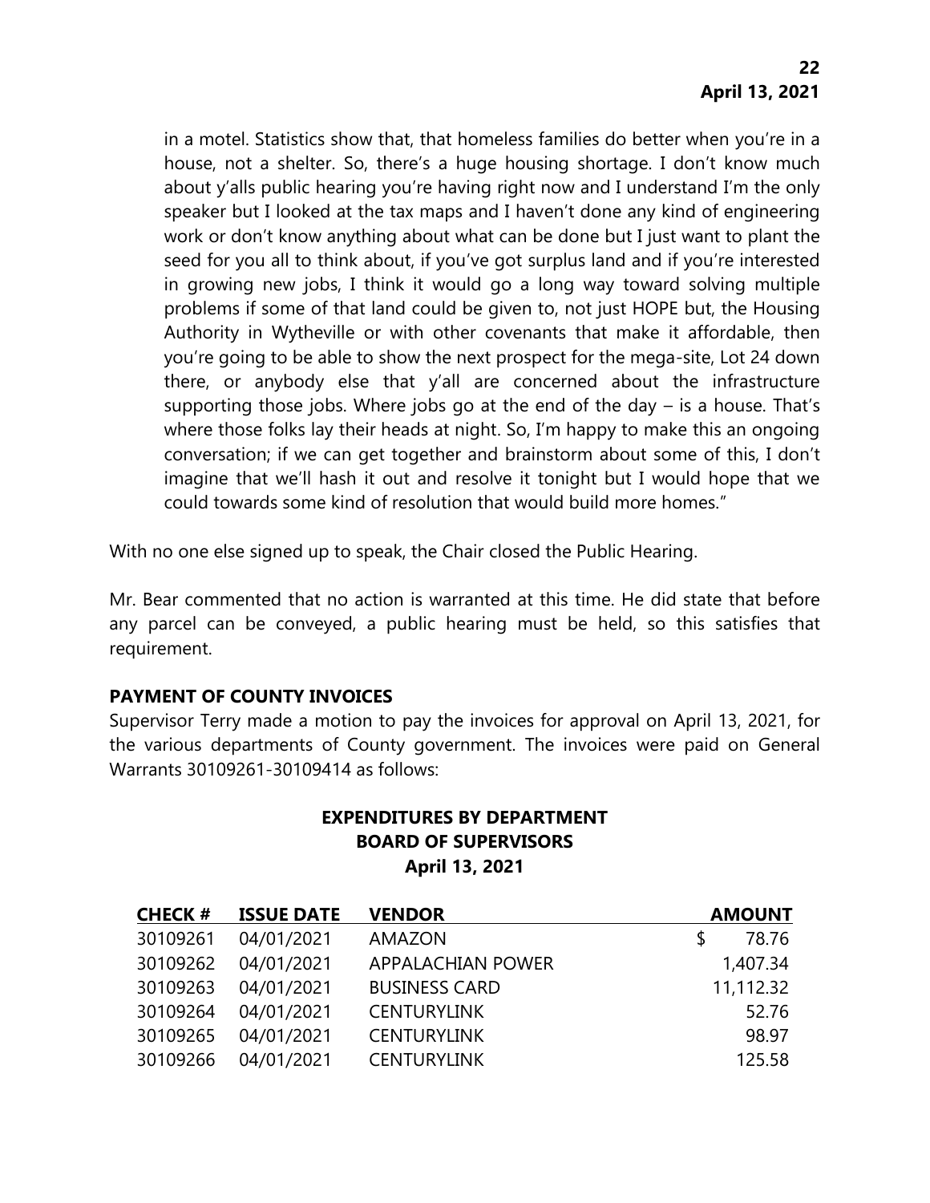in a motel. Statistics show that, that homeless families do better when you're in a house, not a shelter. So, there's a huge housing shortage. I don't know much about y'alls public hearing you're having right now and I understand I'm the only speaker but I looked at the tax maps and I haven't done any kind of engineering work or don't know anything about what can be done but I just want to plant the seed for you all to think about, if you've got surplus land and if you're interested in growing new jobs, I think it would go a long way toward solving multiple problems if some of that land could be given to, not just HOPE but, the Housing Authority in Wytheville or with other covenants that make it affordable, then you're going to be able to show the next prospect for the mega-site, Lot 24 down there, or anybody else that y'all are concerned about the infrastructure supporting those jobs. Where jobs go at the end of the day – is a house. That's where those folks lay their heads at night. So, I'm happy to make this an ongoing conversation; if we can get together and brainstorm about some of this, I don't imagine that we'll hash it out and resolve it tonight but I would hope that we could towards some kind of resolution that would build more homes."

With no one else signed up to speak, the Chair closed the Public Hearing.

Mr. Bear commented that no action is warranted at this time. He did state that before any parcel can be conveyed, a public hearing must be held, so this satisfies that requirement.

**PAYMENT OF COUNTY INVOICES**

Supervisor Terry made a motion to pay the invoices for approval on April 13, 2021, for the various departments of County government. The invoices were paid on General Warrants 30109261-30109414 as follows:

**EXPENDITURES BY DEPARTMENT**
**BOARD OF SUPERVISORS**
**April 13, 2021**

| CHECK # | ISSUE DATE | VENDOR | AMOUNT |
|---|---|---|---|
| 30109261 | 04/01/2021 | AMAZON | $ 78.76 |
| 30109262 | 04/01/2021 | APPALACHIAN POWER | 1,407.34 |
| 30109263 | 04/01/2021 | BUSINESS CARD | 11,112.32 |
| 30109264 | 04/01/2021 | CENTURYLINK | 52.76 |
| 30109265 | 04/01/2021 | CENTURYLINK | 98.97 |
| 30109266 | 04/01/2021 | CENTURYLINK | 125.58 |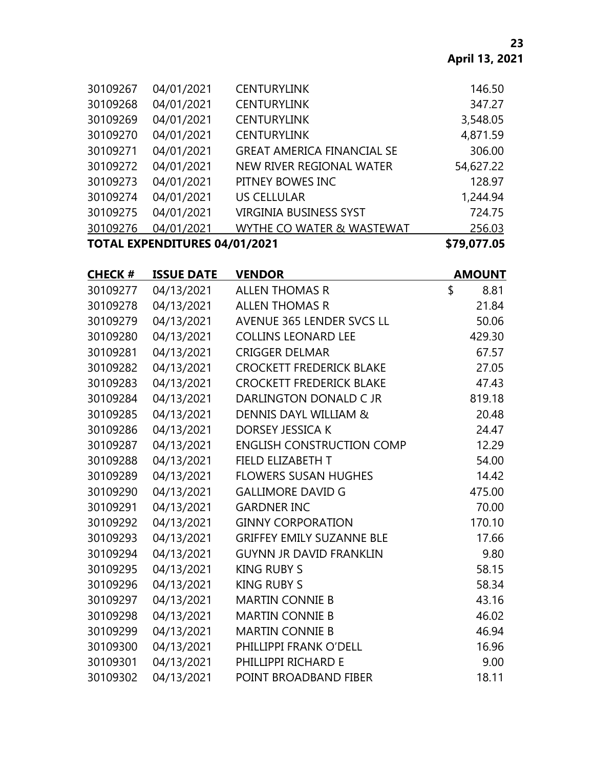| | | | |
|---|---|---|---|
| 30109267 | 04/01/2021 | CENTURYLINK | 146.50 |
| 30109268 | 04/01/2021 | CENTURYLINK | 347.27 |
| 30109269 | 04/01/2021 | CENTURYLINK | 3,548.05 |
| 30109270 | 04/01/2021 | CENTURYLINK | 4,871.59 |
| 30109271 | 04/01/2021 | GREAT AMERICA FINANCIAL SE | 306.00 |
| 30109272 | 04/01/2021 | NEW RIVER REGIONAL WATER | 54,627.22 |
| 30109273 | 04/01/2021 | PITNEY BOWES INC | 128.97 |
| 30109274 | 04/01/2021 | US CELLULAR | 1,244.94 |
| 30109275 | 04/01/2021 | VIRGINIA BUSINESS SYST | 724.75 |
| 30109276 | 04/01/2021 | WYTHE CO WATER & WASTEWAT | 256.03 |
| **TOTAL EXPENDITURES 04/01/2021** | | | **$79,077.05** |

| CHECK # | ISSUE DATE | VENDOR | AMOUNT |
|---|---|---|---|
| 30109277 | 04/13/2021 | ALLEN THOMAS R | $ 8.81 |
| 30109278 | 04/13/2021 | ALLEN THOMAS R | 21.84 |
| 30109279 | 04/13/2021 | AVENUE 365 LENDER SVCS LL | 50.06 |
| 30109280 | 04/13/2021 | COLLINS LEONARD LEE | 429.30 |
| 30109281 | 04/13/2021 | CRIGGER DELMAR | 67.57 |
| 30109282 | 04/13/2021 | CROCKETT FREDERICK BLAKE | 27.05 |
| 30109283 | 04/13/2021 | CROCKETT FREDERICK BLAKE | 47.43 |
| 30109284 | 04/13/2021 | DARLINGTON DONALD C JR | 819.18 |
| 30109285 | 04/13/2021 | DENNIS DAYL WILLIAM & | 20.48 |
| 30109286 | 04/13/2021 | DORSEY JESSICA K | 24.47 |
| 30109287 | 04/13/2021 | ENGLISH CONSTRUCTION COMP | 12.29 |
| 30109288 | 04/13/2021 | FIELD ELIZABETH T | 54.00 |
| 30109289 | 04/13/2021 | FLOWERS SUSAN HUGHES | 14.42 |
| 30109290 | 04/13/2021 | GALLIMORE DAVID G | 475.00 |
| 30109291 | 04/13/2021 | GARDNER INC | 70.00 |
| 30109292 | 04/13/2021 | GINNY CORPORATION | 170.10 |
| 30109293 | 04/13/2021 | GRIFFEY EMILY SUZANNE BLE | 17.66 |
| 30109294 | 04/13/2021 | GUYNN JR DAVID FRANKLIN | 9.80 |
| 30109295 | 04/13/2021 | KING RUBY S | 58.15 |
| 30109296 | 04/13/2021 | KING RUBY S | 58.34 |
| 30109297 | 04/13/2021 | MARTIN CONNIE B | 43.16 |
| 30109298 | 04/13/2021 | MARTIN CONNIE B | 46.02 |
| 30109299 | 04/13/2021 | MARTIN CONNIE B | 46.94 |
| 30109300 | 04/13/2021 | PHILLIPPI FRANK O'DELL | 16.96 |
| 30109301 | 04/13/2021 | PHILLIPPI RICHARD E | 9.00 |
| 30109302 | 04/13/2021 | POINT BROADBAND FIBER | 18.11 |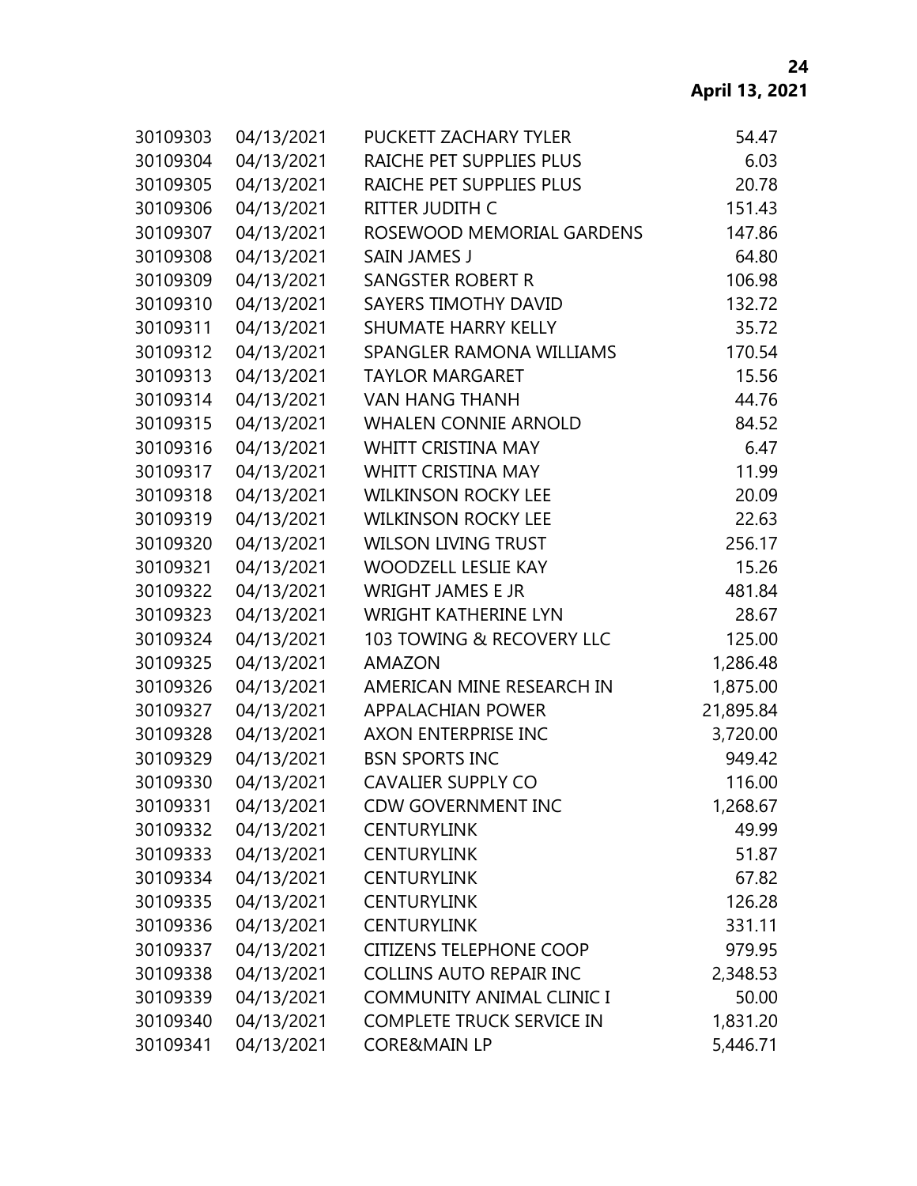| | | | |
|---|---|---|---|
| 30109303 | 04/13/2021 | PUCKETT ZACHARY TYLER | 54.47 |
| 30109304 | 04/13/2021 | RAICHE PET SUPPLIES PLUS | 6.03 |
| 30109305 | 04/13/2021 | RAICHE PET SUPPLIES PLUS | 20.78 |
| 30109306 | 04/13/2021 | RITTER JUDITH C | 151.43 |
| 30109307 | 04/13/2021 | ROSEWOOD MEMORIAL GARDENS | 147.86 |
| 30109308 | 04/13/2021 | SAIN JAMES J | 64.80 |
| 30109309 | 04/13/2021 | SANGSTER ROBERT R | 106.98 |
| 30109310 | 04/13/2021 | SAYERS TIMOTHY DAVID | 132.72 |
| 30109311 | 04/13/2021 | SHUMATE HARRY KELLY | 35.72 |
| 30109312 | 04/13/2021 | SPANGLER RAMONA WILLIAMS | 170.54 |
| 30109313 | 04/13/2021 | TAYLOR MARGARET | 15.56 |
| 30109314 | 04/13/2021 | VAN HANG THANH | 44.76 |
| 30109315 | 04/13/2021 | WHALEN CONNIE ARNOLD | 84.52 |
| 30109316 | 04/13/2021 | WHITT CRISTINA MAY | 6.47 |
| 30109317 | 04/13/2021 | WHITT CRISTINA MAY | 11.99 |
| 30109318 | 04/13/2021 | WILKINSON ROCKY LEE | 20.09 |
| 30109319 | 04/13/2021 | WILKINSON ROCKY LEE | 22.63 |
| 30109320 | 04/13/2021 | WILSON LIVING TRUST | 256.17 |
| 30109321 | 04/13/2021 | WOODZELL LESLIE KAY | 15.26 |
| 30109322 | 04/13/2021 | WRIGHT JAMES E JR | 481.84 |
| 30109323 | 04/13/2021 | WRIGHT KATHERINE LYN | 28.67 |
| 30109324 | 04/13/2021 | 103 TOWING & RECOVERY LLC | 125.00 |
| 30109325 | 04/13/2021 | AMAZON | 1,286.48 |
| 30109326 | 04/13/2021 | AMERICAN MINE RESEARCH IN | 1,875.00 |
| 30109327 | 04/13/2021 | APPALACHIAN POWER | 21,895.84 |
| 30109328 | 04/13/2021 | AXON ENTERPRISE INC | 3,720.00 |
| 30109329 | 04/13/2021 | BSN SPORTS INC | 949.42 |
| 30109330 | 04/13/2021 | CAVALIER SUPPLY CO | 116.00 |
| 30109331 | 04/13/2021 | CDW GOVERNMENT INC | 1,268.67 |
| 30109332 | 04/13/2021 | CENTURYLINK | 49.99 |
| 30109333 | 04/13/2021 | CENTURYLINK | 51.87 |
| 30109334 | 04/13/2021 | CENTURYLINK | 67.82 |
| 30109335 | 04/13/2021 | CENTURYLINK | 126.28 |
| 30109336 | 04/13/2021 | CENTURYLINK | 331.11 |
| 30109337 | 04/13/2021 | CITIZENS TELEPHONE COOP | 979.95 |
| 30109338 | 04/13/2021 | COLLINS AUTO REPAIR INC | 2,348.53 |
| 30109339 | 04/13/2021 | COMMUNITY ANIMAL CLINIC I | 50.00 |
| 30109340 | 04/13/2021 | COMPLETE TRUCK SERVICE IN | 1,831.20 |
| 30109341 | 04/13/2021 | CORE&MAIN LP | 5,446.71 |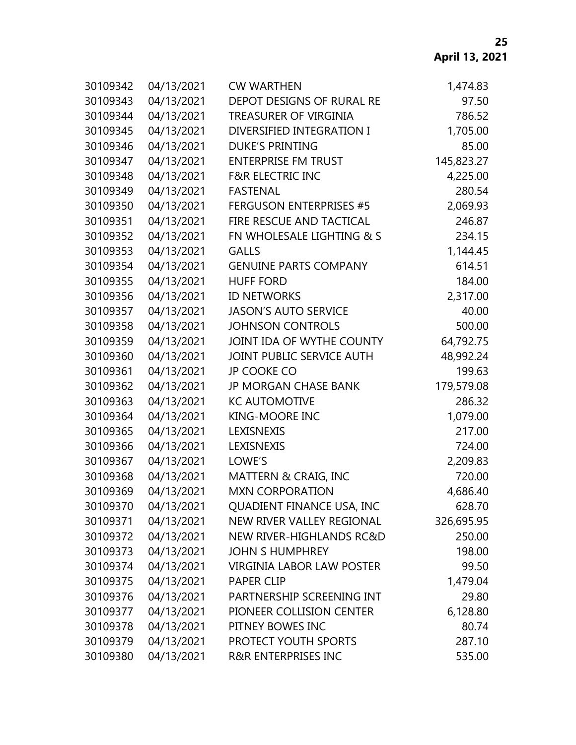| | | | |
|---|---|---|---|
| 30109342 | 04/13/2021 | CW WARTHEN | 1,474.83 |
| 30109343 | 04/13/2021 | DEPOT DESIGNS OF RURAL RE | 97.50 |
| 30109344 | 04/13/2021 | TREASURER OF VIRGINIA | 786.52 |
| 30109345 | 04/13/2021 | DIVERSIFIED INTEGRATION I | 1,705.00 |
| 30109346 | 04/13/2021 | DUKE'S PRINTING | 85.00 |
| 30109347 | 04/13/2021 | ENTERPRISE FM TRUST | 145,823.27 |
| 30109348 | 04/13/2021 | F&R ELECTRIC INC | 4,225.00 |
| 30109349 | 04/13/2021 | FASTENAL | 280.54 |
| 30109350 | 04/13/2021 | FERGUSON ENTERPRISES #5 | 2,069.93 |
| 30109351 | 04/13/2021 | FIRE RESCUE AND TACTICAL | 246.87 |
| 30109352 | 04/13/2021 | FN WHOLESALE LIGHTING & S | 234.15 |
| 30109353 | 04/13/2021 | GALLS | 1,144.45 |
| 30109354 | 04/13/2021 | GENUINE PARTS COMPANY | 614.51 |
| 30109355 | 04/13/2021 | HUFF FORD | 184.00 |
| 30109356 | 04/13/2021 | ID NETWORKS | 2,317.00 |
| 30109357 | 04/13/2021 | JASON'S AUTO SERVICE | 40.00 |
| 30109358 | 04/13/2021 | JOHNSON CONTROLS | 500.00 |
| 30109359 | 04/13/2021 | JOINT IDA OF WYTHE COUNTY | 64,792.75 |
| 30109360 | 04/13/2021 | JOINT PUBLIC SERVICE AUTH | 48,992.24 |
| 30109361 | 04/13/2021 | JP COOKE CO | 199.63 |
| 30109362 | 04/13/2021 | JP MORGAN CHASE BANK | 179,579.08 |
| 30109363 | 04/13/2021 | KC AUTOMOTIVE | 286.32 |
| 30109364 | 04/13/2021 | KING-MOORE INC | 1,079.00 |
| 30109365 | 04/13/2021 | LEXISNEXIS | 217.00 |
| 30109366 | 04/13/2021 | LEXISNEXIS | 724.00 |
| 30109367 | 04/13/2021 | LOWE'S | 2,209.83 |
| 30109368 | 04/13/2021 | MATTERN & CRAIG, INC | 720.00 |
| 30109369 | 04/13/2021 | MXN CORPORATION | 4,686.40 |
| 30109370 | 04/13/2021 | QUADIENT FINANCE USA, INC | 628.70 |
| 30109371 | 04/13/2021 | NEW RIVER VALLEY REGIONAL | 326,695.95 |
| 30109372 | 04/13/2021 | NEW RIVER-HIGHLANDS RC&D | 250.00 |
| 30109373 | 04/13/2021 | JOHN S HUMPHREY | 198.00 |
| 30109374 | 04/13/2021 | VIRGINIA LABOR LAW POSTER | 99.50 |
| 30109375 | 04/13/2021 | PAPER CLIP | 1,479.04 |
| 30109376 | 04/13/2021 | PARTNERSHIP SCREENING INT | 29.80 |
| 30109377 | 04/13/2021 | PIONEER COLLISION CENTER | 6,128.80 |
| 30109378 | 04/13/2021 | PITNEY BOWES INC | 80.74 |
| 30109379 | 04/13/2021 | PROTECT YOUTH SPORTS | 287.10 |
| 30109380 | 04/13/2021 | R&R ENTERPRISES INC | 535.00 |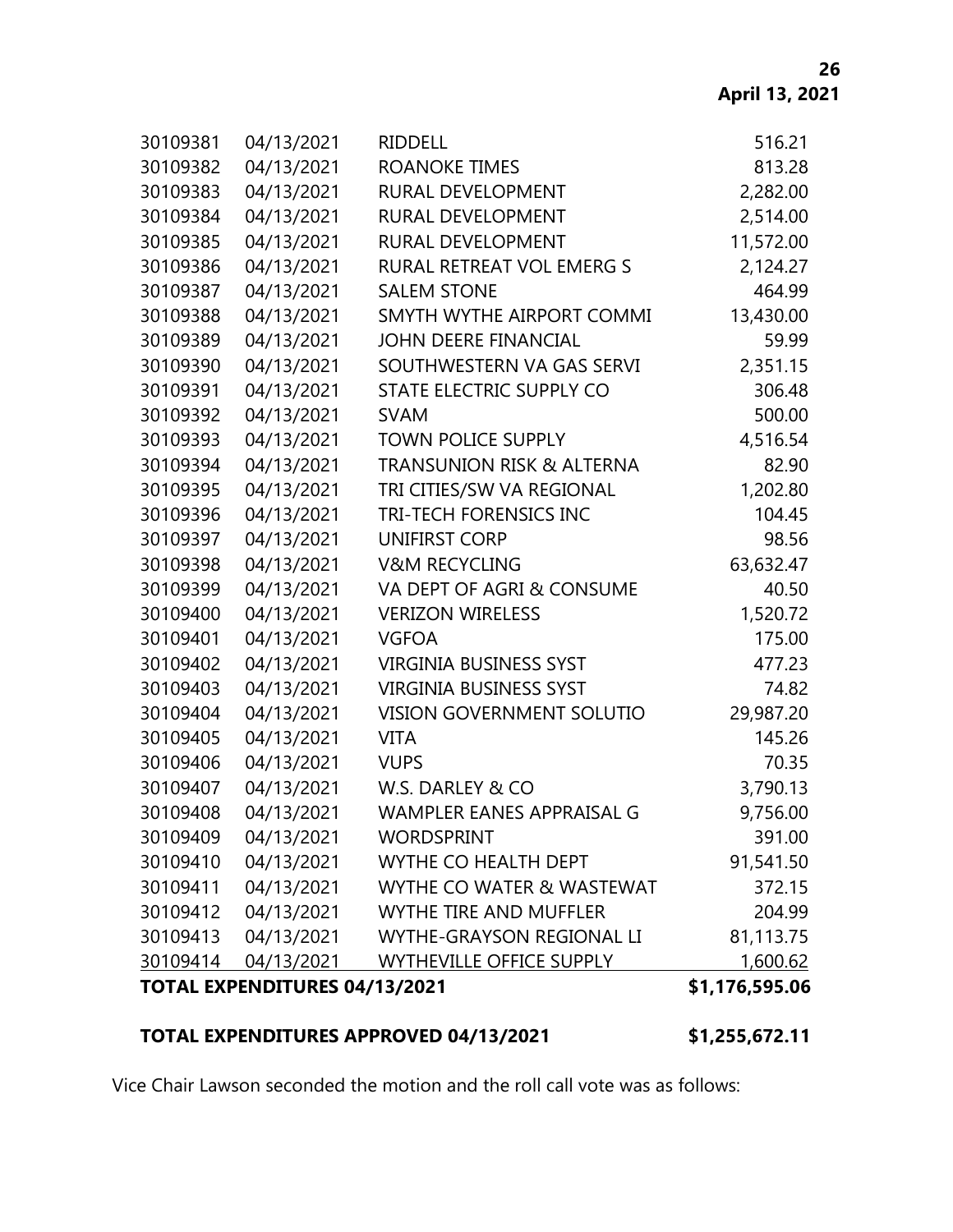| | | | |
|---|---|---|---|
| 30109381 | 04/13/2021 | RIDDELL | 516.21 |
| 30109382 | 04/13/2021 | ROANOKE TIMES | 813.28 |
| 30109383 | 04/13/2021 | RURAL DEVELOPMENT | 2,282.00 |
| 30109384 | 04/13/2021 | RURAL DEVELOPMENT | 2,514.00 |
| 30109385 | 04/13/2021 | RURAL DEVELOPMENT | 11,572.00 |
| 30109386 | 04/13/2021 | RURAL RETREAT VOL EMERG S | 2,124.27 |
| 30109387 | 04/13/2021 | SALEM STONE | 464.99 |
| 30109388 | 04/13/2021 | SMYTH WYTHE AIRPORT COMMI | 13,430.00 |
| 30109389 | 04/13/2021 | JOHN DEERE FINANCIAL | 59.99 |
| 30109390 | 04/13/2021 | SOUTHWESTERN VA GAS SERVI | 2,351.15 |
| 30109391 | 04/13/2021 | STATE ELECTRIC SUPPLY CO | 306.48 |
| 30109392 | 04/13/2021 | SVAM | 500.00 |
| 30109393 | 04/13/2021 | TOWN POLICE SUPPLY | 4,516.54 |
| 30109394 | 04/13/2021 | TRANSUNION RISK & ALTERNA | 82.90 |
| 30109395 | 04/13/2021 | TRI CITIES/SW VA REGIONAL | 1,202.80 |
| 30109396 | 04/13/2021 | TRI-TECH FORENSICS INC | 104.45 |
| 30109397 | 04/13/2021 | UNIFIRST CORP | 98.56 |
| 30109398 | 04/13/2021 | V&M RECYCLING | 63,632.47 |
| 30109399 | 04/13/2021 | VA DEPT OF AGRI & CONSUME | 40.50 |
| 30109400 | 04/13/2021 | VERIZON WIRELESS | 1,520.72 |
| 30109401 | 04/13/2021 | VGFOA | 175.00 |
| 30109402 | 04/13/2021 | VIRGINIA BUSINESS SYST | 477.23 |
| 30109403 | 04/13/2021 | VIRGINIA BUSINESS SYST | 74.82 |
| 30109404 | 04/13/2021 | VISION GOVERNMENT SOLUTIO | 29,987.20 |
| 30109405 | 04/13/2021 | VITA | 145.26 |
| 30109406 | 04/13/2021 | VUPS | 70.35 |
| 30109407 | 04/13/2021 | W.S. DARLEY & CO | 3,790.13 |
| 30109408 | 04/13/2021 | WAMPLER EANES APPRAISAL G | 9,756.00 |
| 30109409 | 04/13/2021 | WORDSPRINT | 391.00 |
| 30109410 | 04/13/2021 | WYTHE CO HEALTH DEPT | 91,541.50 |
| 30109411 | 04/13/2021 | WYTHE CO WATER & WASTEWAT | 372.15 |
| 30109412 | 04/13/2021 | WYTHE TIRE AND MUFFLER | 204.99 |
| 30109413 | 04/13/2021 | WYTHE-GRAYSON REGIONAL LI | 81,113.75 |
| 30109414 | 04/13/2021 | WYTHEVILLE OFFICE SUPPLY | 1,600.62 |
| **TOTAL EXPENDITURES 04/13/2021** | | | **$1,176,595.06** |

**TOTAL EXPENDITURES APPROVED 04/13/2021 $1,255,672.11**

Vice Chair Lawson seconded the motion and the roll call vote was as follows: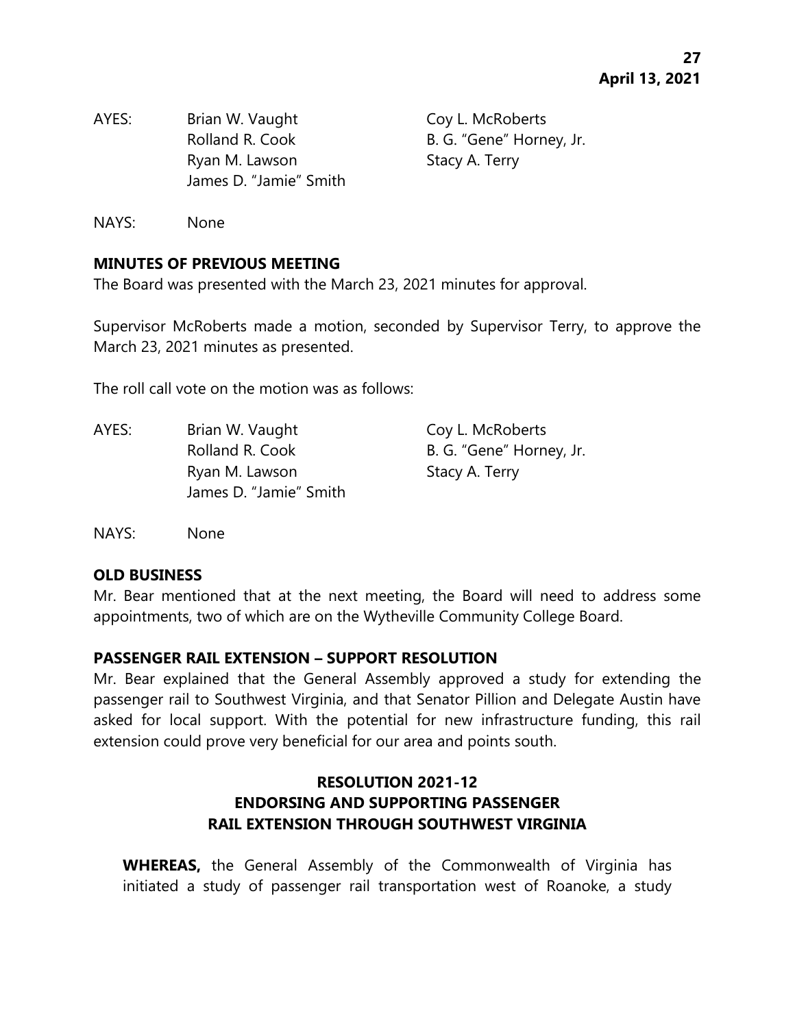AYES: Brian W. Vaught Coy L. McRoberts
Rolland R. Cook B. G. "Gene" Horney, Jr.
Ryan M. Lawson Stacy A. Terry
James D. "Jamie" Smith

NAYS: None

**MINUTES OF PREVIOUS MEETING**

The Board was presented with the March 23, 2021 minutes for approval.

Supervisor McRoberts made a motion, seconded by Supervisor Terry, to approve the March 23, 2021 minutes as presented.

The roll call vote on the motion was as follows:

AYES: Brian W. Vaught Coy L. McRoberts
Rolland R. Cook B. G. "Gene" Horney, Jr.
Ryan M. Lawson Stacy A. Terry
James D. "Jamie" Smith

NAYS: None

**OLD BUSINESS**

Mr. Bear mentioned that at the next meeting, the Board will need to address some appointments, two of which are on the Wytheville Community College Board.

**PASSENGER RAIL EXTENSION – SUPPORT RESOLUTION**

Mr. Bear explained that the General Assembly approved a study for extending the passenger rail to Southwest Virginia, and that Senator Pillion and Delegate Austin have asked for local support. With the potential for new infrastructure funding, this rail extension could prove very beneficial for our area and points south.

**RESOLUTION 2021-12**
**ENDORSING AND SUPPORTING PASSENGER RAIL EXTENSION THROUGH SOUTHWEST VIRGINIA**

**WHEREAS,** the General Assembly of the Commonwealth of Virginia has initiated a study of passenger rail transportation west of Roanoke, a study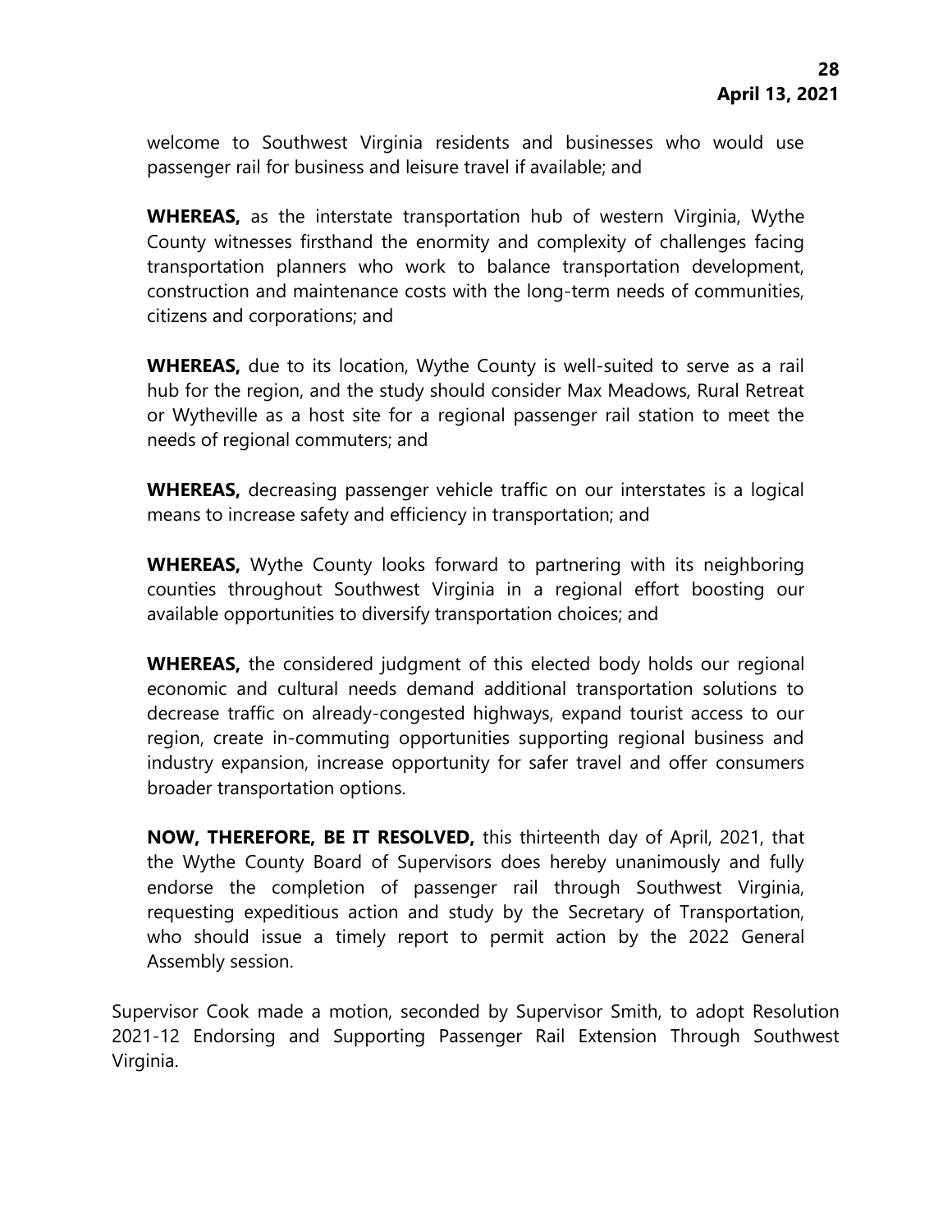welcome to Southwest Virginia residents and businesses who would use passenger rail for business and leisure travel if available; and

**WHEREAS,** as the interstate transportation hub of western Virginia, Wythe County witnesses firsthand the enormity and complexity of challenges facing transportation planners who work to balance transportation development, construction and maintenance costs with the long-term needs of communities, citizens and corporations; and

**WHEREAS,** due to its location, Wythe County is well-suited to serve as a rail hub for the region, and the study should consider Max Meadows, Rural Retreat or Wytheville as a host site for a regional passenger rail station to meet the needs of regional commuters; and

**WHEREAS,** decreasing passenger vehicle traffic on our interstates is a logical means to increase safety and efficiency in transportation; and

**WHEREAS,** Wythe County looks forward to partnering with its neighboring counties throughout Southwest Virginia in a regional effort boosting our available opportunities to diversify transportation choices; and

**WHEREAS,** the considered judgment of this elected body holds our regional economic and cultural needs demand additional transportation solutions to decrease traffic on already-congested highways, expand tourist access to our region, create in-commuting opportunities supporting regional business and industry expansion, increase opportunity for safer travel and offer consumers broader transportation options.

**NOW, THEREFORE, BE IT RESOLVED,** this thirteenth day of April, 2021, that the Wythe County Board of Supervisors does hereby unanimously and fully endorse the completion of passenger rail through Southwest Virginia, requesting expeditious action and study by the Secretary of Transportation, who should issue a timely report to permit action by the 2022 General Assembly session.

Supervisor Cook made a motion, seconded by Supervisor Smith, to adopt Resolution 2021-12 Endorsing and Supporting Passenger Rail Extension Through Southwest Virginia.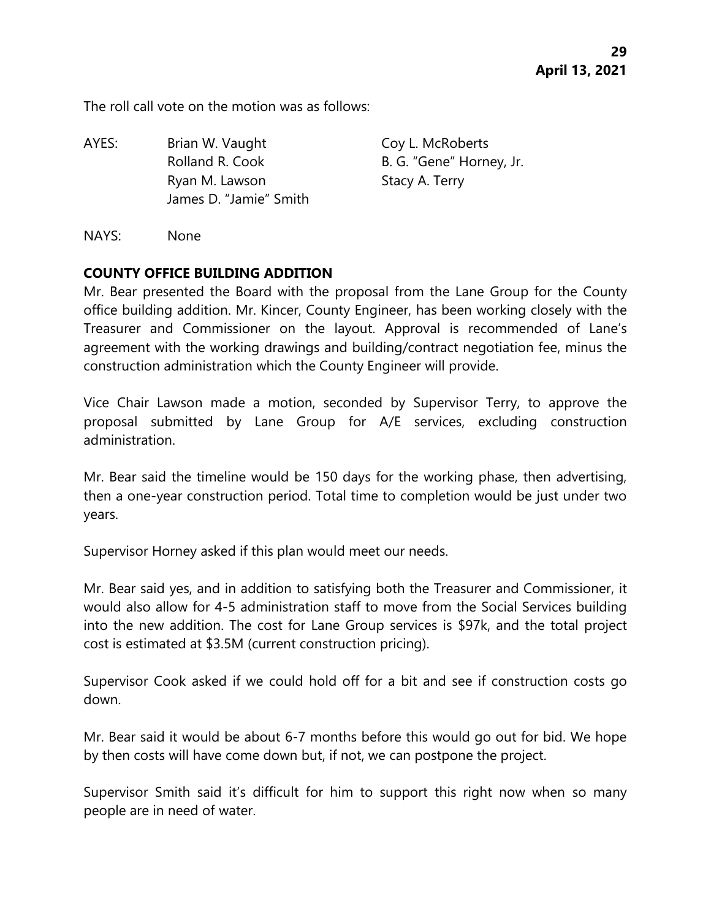The roll call vote on the motion was as follows:

AYES: Brian W. Vaught, Coy L. McRoberts, Rolland R. Cook, B. G. "Gene" Horney, Jr., Ryan M. Lawson, Stacy A. Terry, James D. "Jamie" Smith

NAYS: None

**COUNTY OFFICE BUILDING ADDITION**

Mr. Bear presented the Board with the proposal from the Lane Group for the County office building addition. Mr. Kincer, County Engineer, has been working closely with the Treasurer and Commissioner on the layout. Approval is recommended of Lane's agreement with the working drawings and building/contract negotiation fee, minus the construction administration which the County Engineer will provide.

Vice Chair Lawson made a motion, seconded by Supervisor Terry, to approve the proposal submitted by Lane Group for A/E services, excluding construction administration.

Mr. Bear said the timeline would be 150 days for the working phase, then advertising, then a one-year construction period. Total time to completion would be just under two years.

Supervisor Horney asked if this plan would meet our needs.

Mr. Bear said yes, and in addition to satisfying both the Treasurer and Commissioner, it would also allow for 4-5 administration staff to move from the Social Services building into the new addition. The cost for Lane Group services is $97k, and the total project cost is estimated at $3.5M (current construction pricing).

Supervisor Cook asked if we could hold off for a bit and see if construction costs go down.

Mr. Bear said it would be about 6-7 months before this would go out for bid. We hope by then costs will have come down but, if not, we can postpone the project.

Supervisor Smith said it's difficult for him to support this right now when so many people are in need of water.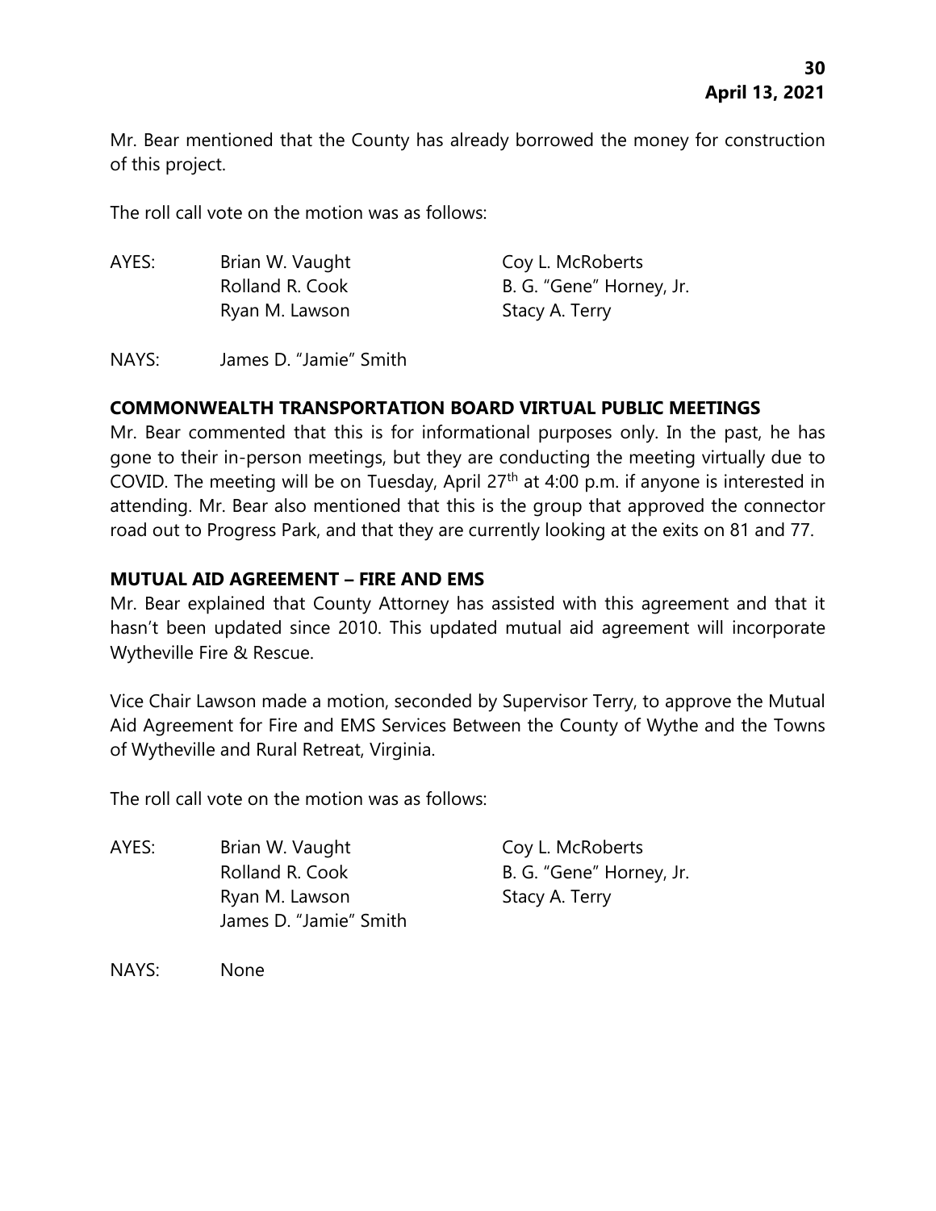Mr. Bear mentioned that the County has already borrowed the money for construction of this project.

The roll call vote on the motion was as follows:

AYES: Brian W. Vaught, Coy L. McRoberts, Rolland R. Cook, B. G. "Gene" Horney, Jr., Ryan M. Lawson, Stacy A. Terry

NAYS: James D. "Jamie" Smith

## COMMONWEALTH TRANSPORTATION BOARD VIRTUAL PUBLIC MEETINGS

Mr. Bear commented that this is for informational purposes only. In the past, he has gone to their in-person meetings, but they are conducting the meeting virtually due to COVID. The meeting will be on Tuesday, April 27th at 4:00 p.m. if anyone is interested in attending. Mr. Bear also mentioned that this is the group that approved the connector road out to Progress Park, and that they are currently looking at the exits on 81 and 77.

## MUTUAL AID AGREEMENT – FIRE AND EMS

Mr. Bear explained that County Attorney has assisted with this agreement and that it hasn't been updated since 2010. This updated mutual aid agreement will incorporate Wytheville Fire & Rescue.

Vice Chair Lawson made a motion, seconded by Supervisor Terry, to approve the Mutual Aid Agreement for Fire and EMS Services Between the County of Wythe and the Towns of Wytheville and Rural Retreat, Virginia.

The roll call vote on the motion was as follows:

AYES: Brian W. Vaught, Coy L. McRoberts, Rolland R. Cook, B. G. "Gene" Horney, Jr., Ryan M. Lawson, Stacy A. Terry, James D. "Jamie" Smith

NAYS: None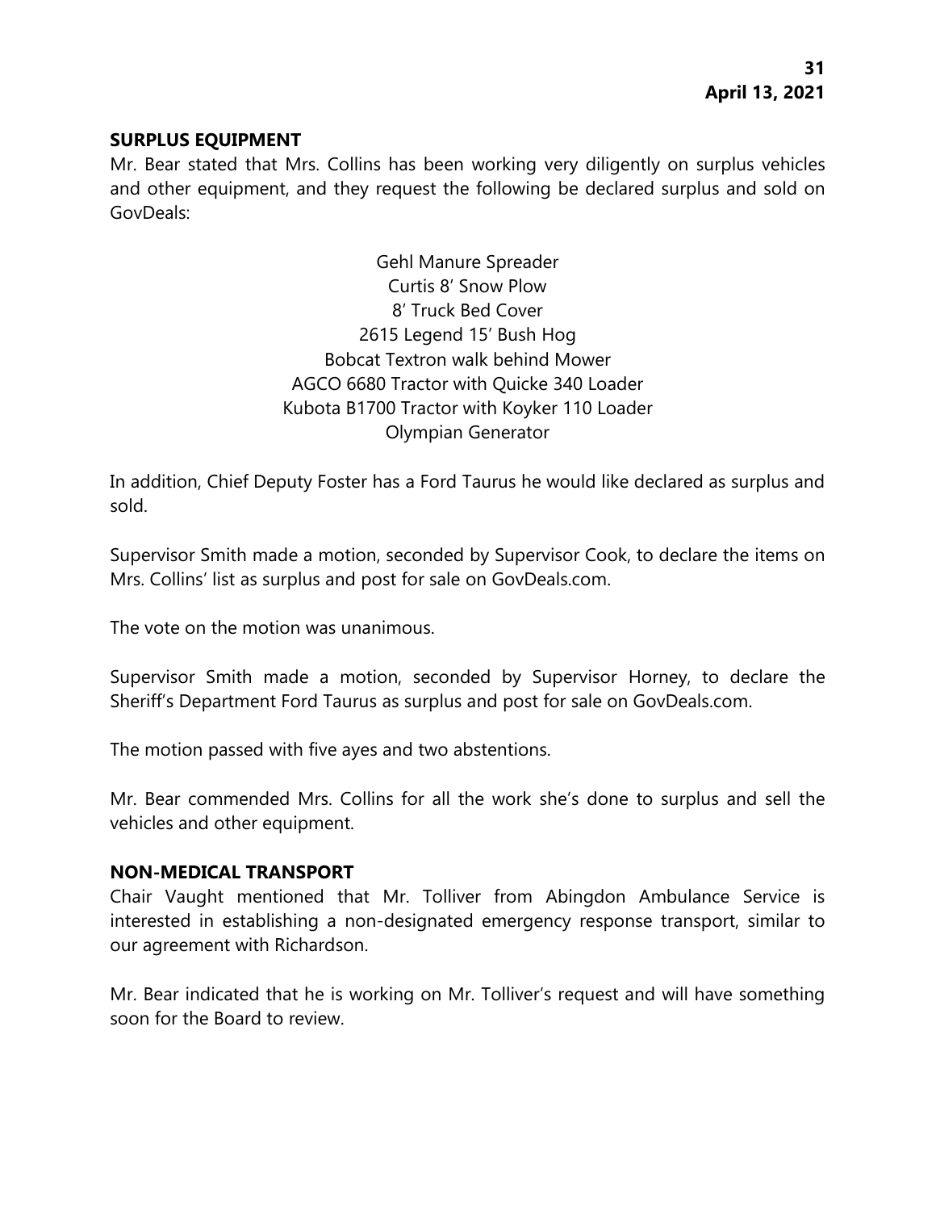## SURPLUS EQUIPMENT

Mr. Bear stated that Mrs. Collins has been working very diligently on surplus vehicles and other equipment, and they request the following be declared surplus and sold on GovDeals:

Gehl Manure Spreader
Curtis 8' Snow Plow
8' Truck Bed Cover
2615 Legend 15' Bush Hog
Bobcat Textron walk behind Mower
AGCO 6680 Tractor with Quicke 340 Loader
Kubota B1700 Tractor with Koyker 110 Loader
Olympian Generator

In addition, Chief Deputy Foster has a Ford Taurus he would like declared as surplus and sold.

Supervisor Smith made a motion, seconded by Supervisor Cook, to declare the items on Mrs. Collins' list as surplus and post for sale on GovDeals.com.

The vote on the motion was unanimous.

Supervisor Smith made a motion, seconded by Supervisor Horney, to declare the Sheriff's Department Ford Taurus as surplus and post for sale on GovDeals.com.

The motion passed with five ayes and two abstentions.

Mr. Bear commended Mrs. Collins for all the work she's done to surplus and sell the vehicles and other equipment.

## NON-MEDICAL TRANSPORT

Chair Vaught mentioned that Mr. Tolliver from Abingdon Ambulance Service is interested in establishing a non-designated emergency response transport, similar to our agreement with Richardson.

Mr. Bear indicated that he is working on Mr. Tolliver's request and will have something soon for the Board to review.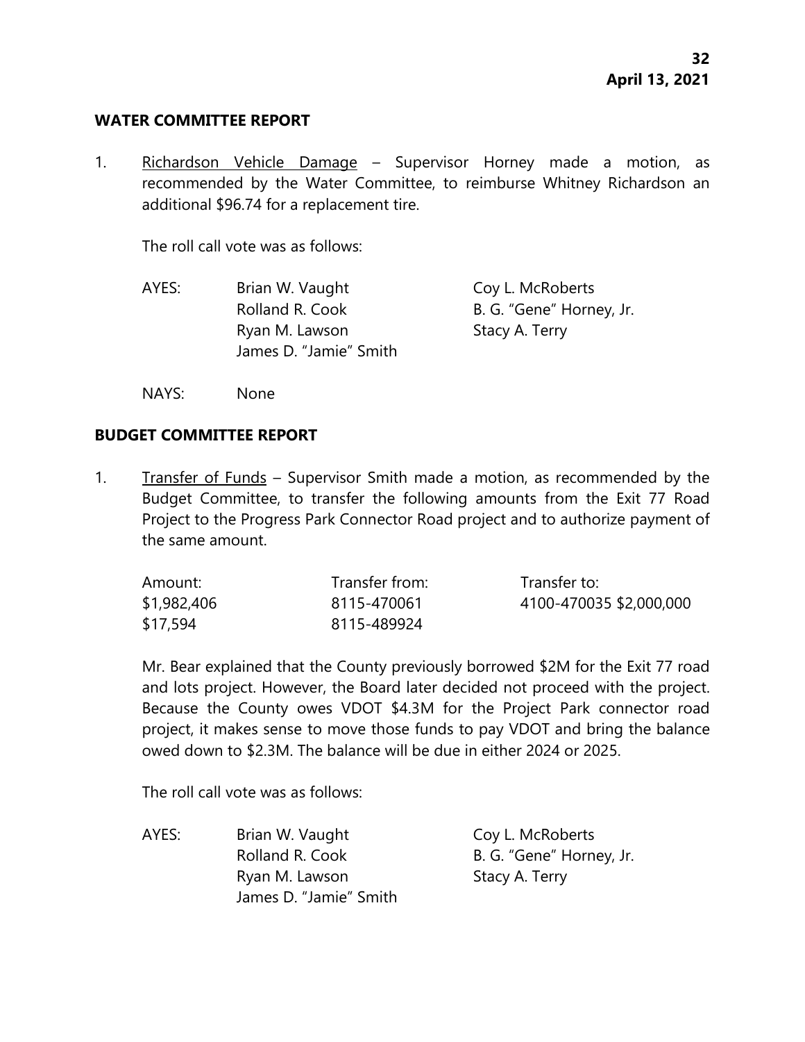**WATER COMMITTEE REPORT**

1. Richardson Vehicle Damage – Supervisor Horney made a motion, as recommended by the Water Committee, to reimburse Whitney Richardson an additional $96.74 for a replacement tire.

   The roll call vote was as follows:

   | AYES: | Brian W. Vaught | Coy L. McRoberts |
   |---|---|---|
   | | Rolland R. Cook | B. G. "Gene" Horney, Jr. |
   | | Ryan M. Lawson | Stacy A. Terry |
   | | James D. "Jamie" Smith | |

   NAYS: None

**BUDGET COMMITTEE REPORT**

1. Transfer of Funds – Supervisor Smith made a motion, as recommended by the Budget Committee, to transfer the following amounts from the Exit 77 Road Project to the Progress Park Connector Road project and to authorize payment of the same amount.

   | Amount: | Transfer from: | Transfer to: |
   |---|---|---|
   | $1,982,406 | 8115-470061 | 4100-470035 $2,000,000 |
   | $17,594 | 8115-489924 | |

   Mr. Bear explained that the County previously borrowed $2M for the Exit 77 road and lots project. However, the Board later decided not proceed with the project. Because the County owes VDOT $4.3M for the Project Park connector road project, it makes sense to move those funds to pay VDOT and bring the balance owed down to $2.3M. The balance will be due in either 2024 or 2025.

   The roll call vote was as follows:

   | AYES: | Brian W. Vaught | Coy L. McRoberts |
   |---|---|---|
   | | Rolland R. Cook | B. G. "Gene" Horney, Jr. |
   | | Ryan M. Lawson | Stacy A. Terry |
   | | James D. "Jamie" Smith | |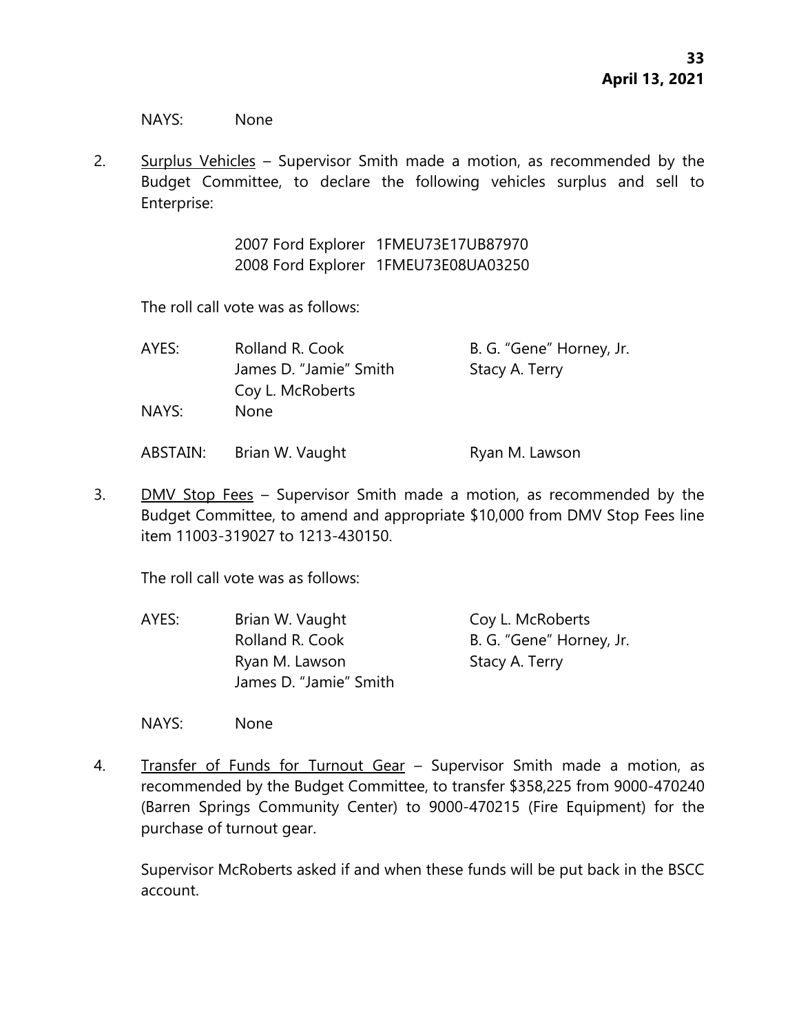NAYS: None

2. <u>Surplus Vehicles</u> – Supervisor Smith made a motion, as recommended by the Budget Committee, to declare the following vehicles surplus and sell to Enterprise:

   2007 Ford Explorer 1FMEU73E17UB87970
   2008 Ford Explorer 1FMEU73E08UA03250

   The roll call vote was as follows:

   AYES: Rolland R. Cook, B. G. "Gene" Horney, Jr., James D. "Jamie" Smith, Stacy A. Terry, Coy L. McRoberts

   NAYS: None

   ABSTAIN: Brian W. Vaught, Ryan M. Lawson

3. <u>DMV Stop Fees</u> – Supervisor Smith made a motion, as recommended by the Budget Committee, to amend and appropriate $10,000 from DMV Stop Fees line item 11003-319027 to 1213-430150.

   The roll call vote was as follows:

   AYES: Brian W. Vaught, Coy L. McRoberts, Rolland R. Cook, B. G. "Gene" Horney, Jr., Ryan M. Lawson, Stacy A. Terry, James D. "Jamie" Smith

   NAYS: None

4. <u>Transfer of Funds for Turnout Gear</u> – Supervisor Smith made a motion, as recommended by the Budget Committee, to transfer $358,225 from 9000-470240 (Barren Springs Community Center) to 9000-470215 (Fire Equipment) for the purchase of turnout gear.

   Supervisor McRoberts asked if and when these funds will be put back in the BSCC account.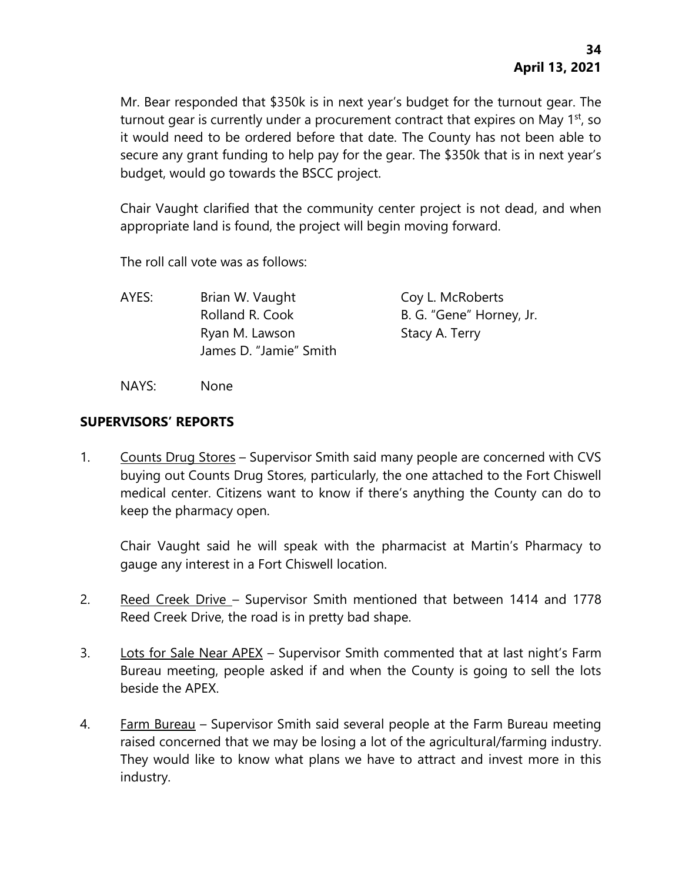Mr. Bear responded that $350k is in next year's budget for the turnout gear. The turnout gear is currently under a procurement contract that expires on May 1st, so it would need to be ordered before that date. The County has not been able to secure any grant funding to help pay for the gear. The $350k that is in next year's budget, would go towards the BSCC project.

Chair Vaught clarified that the community center project is not dead, and when appropriate land is found, the project will begin moving forward.

The roll call vote was as follows:

| | | |
|---|---|---|
| AYES: | Brian W. Vaught | Coy L. McRoberts |
| | Rolland R. Cook | B. G. "Gene" Horney, Jr. |
| | Ryan M. Lawson | Stacy A. Terry |
| | James D. "Jamie" Smith | |

NAYS: None

## SUPERVISORS' REPORTS

1. Counts Drug Stores – Supervisor Smith said many people are concerned with CVS buying out Counts Drug Stores, particularly, the one attached to the Fort Chiswell medical center. Citizens want to know if there's anything the County can do to keep the pharmacy open.

   Chair Vaught said he will speak with the pharmacist at Martin's Pharmacy to gauge any interest in a Fort Chiswell location.

2. Reed Creek Drive – Supervisor Smith mentioned that between 1414 and 1778 Reed Creek Drive, the road is in pretty bad shape.

3. Lots for Sale Near APEX – Supervisor Smith commented that at last night's Farm Bureau meeting, people asked if and when the County is going to sell the lots beside the APEX.

4. Farm Bureau – Supervisor Smith said several people at the Farm Bureau meeting raised concerned that we may be losing a lot of the agricultural/farming industry. They would like to know what plans we have to attract and invest more in this industry.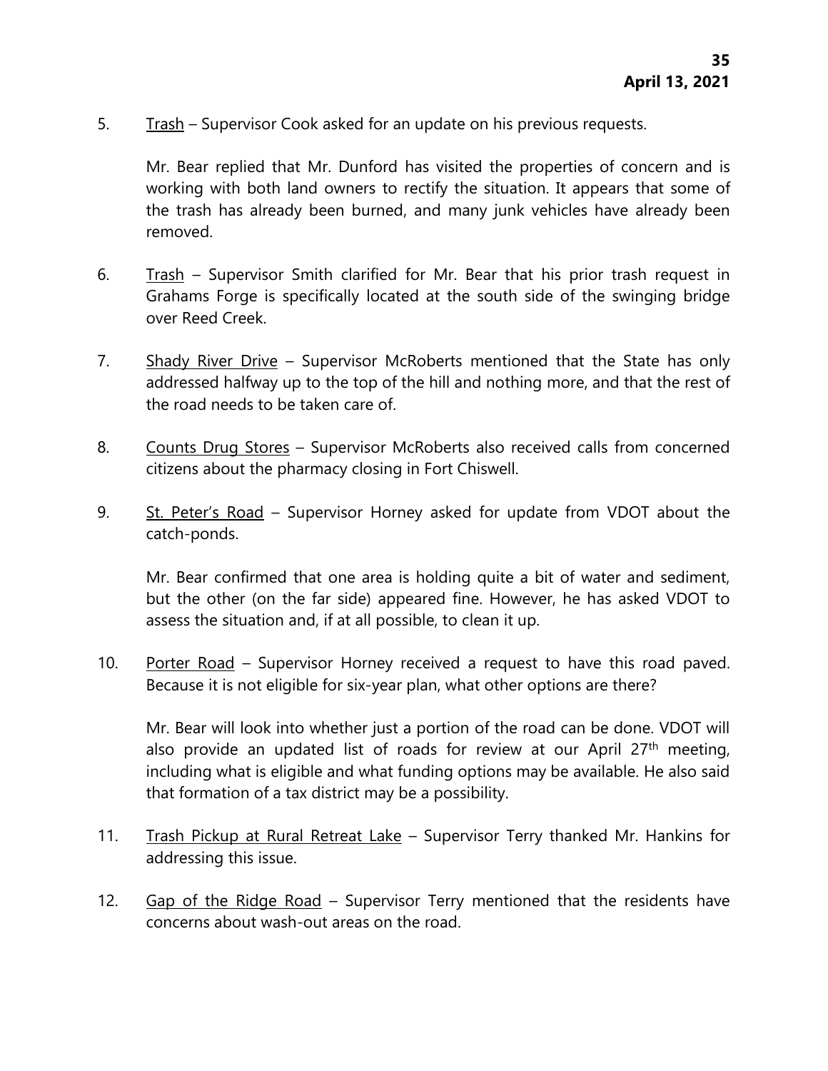5. Trash – Supervisor Cook asked for an update on his previous requests.

   Mr. Bear replied that Mr. Dunford has visited the properties of concern and is working with both land owners to rectify the situation. It appears that some of the trash has already been burned, and many junk vehicles have already been removed.

6. Trash – Supervisor Smith clarified for Mr. Bear that his prior trash request in Grahams Forge is specifically located at the south side of the swinging bridge over Reed Creek.

7. Shady River Drive – Supervisor McRoberts mentioned that the State has only addressed halfway up to the top of the hill and nothing more, and that the rest of the road needs to be taken care of.

8. Counts Drug Stores – Supervisor McRoberts also received calls from concerned citizens about the pharmacy closing in Fort Chiswell.

9. St. Peter's Road – Supervisor Horney asked for update from VDOT about the catch-ponds.

   Mr. Bear confirmed that one area is holding quite a bit of water and sediment, but the other (on the far side) appeared fine. However, he has asked VDOT to assess the situation and, if at all possible, to clean it up.

10. Porter Road – Supervisor Horney received a request to have this road paved. Because it is not eligible for six-year plan, what other options are there?

    Mr. Bear will look into whether just a portion of the road can be done. VDOT will also provide an updated list of roads for review at our April 27th meeting, including what is eligible and what funding options may be available. He also said that formation of a tax district may be a possibility.

11. Trash Pickup at Rural Retreat Lake – Supervisor Terry thanked Mr. Hankins for addressing this issue.

12. Gap of the Ridge Road – Supervisor Terry mentioned that the residents have concerns about wash-out areas on the road.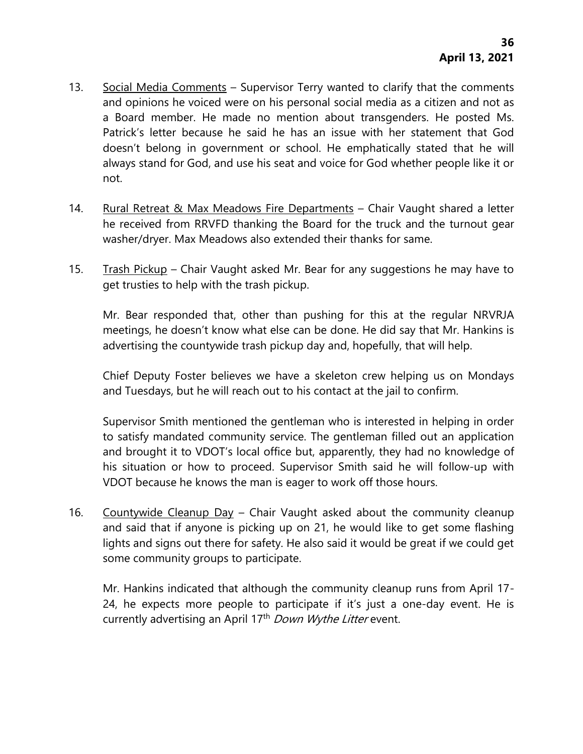13. Social Media Comments – Supervisor Terry wanted to clarify that the comments and opinions he voiced were on his personal social media as a citizen and not as a Board member. He made no mention about transgenders. He posted Ms. Patrick's letter because he said he has an issue with her statement that God doesn't belong in government or school. He emphatically stated that he will always stand for God, and use his seat and voice for God whether people like it or not.

14. Rural Retreat & Max Meadows Fire Departments – Chair Vaught shared a letter he received from RRVFD thanking the Board for the truck and the turnout gear washer/dryer. Max Meadows also extended their thanks for same.

15. Trash Pickup – Chair Vaught asked Mr. Bear for any suggestions he may have to get trusties to help with the trash pickup.

    Mr. Bear responded that, other than pushing for this at the regular NRVRJA meetings, he doesn't know what else can be done. He did say that Mr. Hankins is advertising the countywide trash pickup day and, hopefully, that will help.

    Chief Deputy Foster believes we have a skeleton crew helping us on Mondays and Tuesdays, but he will reach out to his contact at the jail to confirm.

    Supervisor Smith mentioned the gentleman who is interested in helping in order to satisfy mandated community service. The gentleman filled out an application and brought it to VDOT's local office but, apparently, they had no knowledge of his situation or how to proceed. Supervisor Smith said he will follow-up with VDOT because he knows the man is eager to work off those hours.

16. Countywide Cleanup Day – Chair Vaught asked about the community cleanup and said that if anyone is picking up on 21, he would like to get some flashing lights and signs out there for safety. He also said it would be great if we could get some community groups to participate.

    Mr. Hankins indicated that although the community cleanup runs from April 17-24, he expects more people to participate if it's just a one-day event. He is currently advertising an April 17th *Down Wythe Litter* event.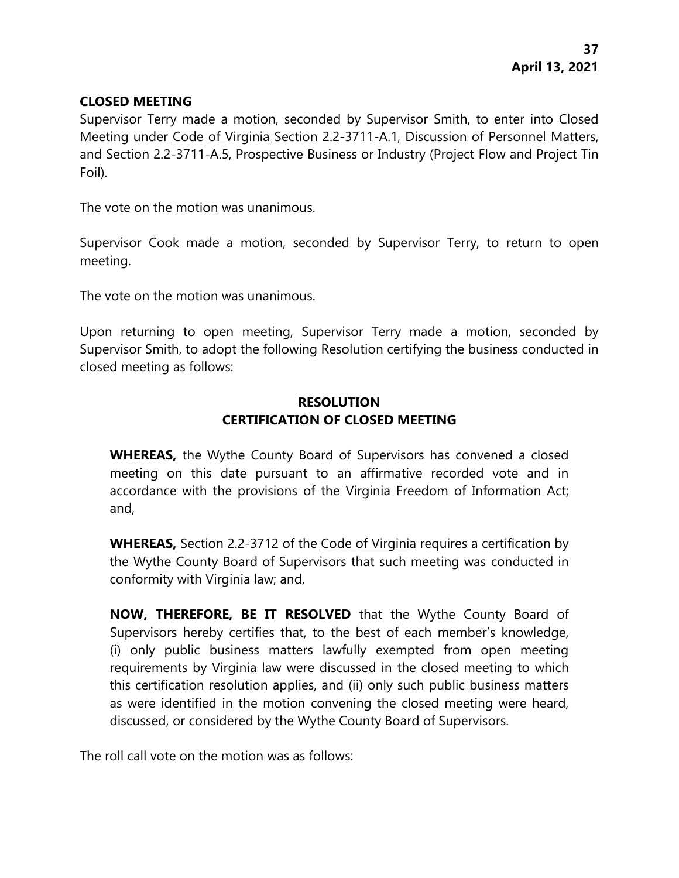**CLOSED MEETING**

Supervisor Terry made a motion, seconded by Supervisor Smith, to enter into Closed Meeting under Code of Virginia Section 2.2-3711-A.1, Discussion of Personnel Matters, and Section 2.2-3711-A.5, Prospective Business or Industry (Project Flow and Project Tin Foil).

The vote on the motion was unanimous.

Supervisor Cook made a motion, seconded by Supervisor Terry, to return to open meeting.

The vote on the motion was unanimous.

Upon returning to open meeting, Supervisor Terry made a motion, seconded by Supervisor Smith, to adopt the following Resolution certifying the business conducted in closed meeting as follows:

**RESOLUTION**
**CERTIFICATION OF CLOSED MEETING**

**WHEREAS,** the Wythe County Board of Supervisors has convened a closed meeting on this date pursuant to an affirmative recorded vote and in accordance with the provisions of the Virginia Freedom of Information Act; and,

**WHEREAS,** Section 2.2-3712 of the Code of Virginia requires a certification by the Wythe County Board of Supervisors that such meeting was conducted in conformity with Virginia law; and,

**NOW, THEREFORE, BE IT RESOLVED** that the Wythe County Board of Supervisors hereby certifies that, to the best of each member's knowledge, (i) only public business matters lawfully exempted from open meeting requirements by Virginia law were discussed in the closed meeting to which this certification resolution applies, and (ii) only such public business matters as were identified in the motion convening the closed meeting were heard, discussed, or considered by the Wythe County Board of Supervisors.

The roll call vote on the motion was as follows: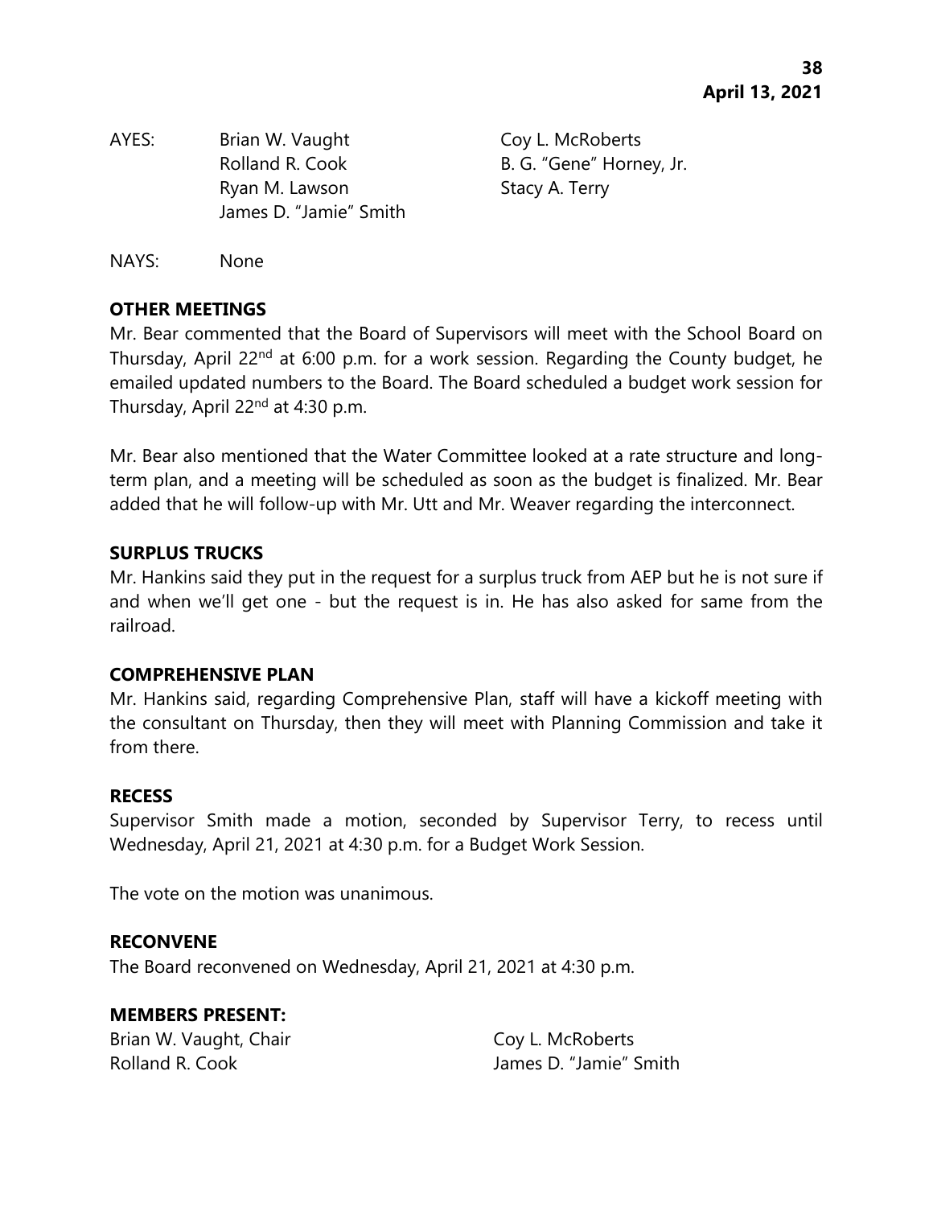AYES: Brian W. Vaught, Coy L. McRoberts, Rolland R. Cook, B. G. "Gene" Horney, Jr., Ryan M. Lawson, Stacy A. Terry, James D. "Jamie" Smith

NAYS: None

**OTHER MEETINGS**

Mr. Bear commented that the Board of Supervisors will meet with the School Board on Thursday, April 22nd at 6:00 p.m. for a work session. Regarding the County budget, he emailed updated numbers to the Board. The Board scheduled a budget work session for Thursday, April 22nd at 4:30 p.m.

Mr. Bear also mentioned that the Water Committee looked at a rate structure and long-term plan, and a meeting will be scheduled as soon as the budget is finalized. Mr. Bear added that he will follow-up with Mr. Utt and Mr. Weaver regarding the interconnect.

**SURPLUS TRUCKS**

Mr. Hankins said they put in the request for a surplus truck from AEP but he is not sure if and when we'll get one - but the request is in. He has also asked for same from the railroad.

**COMPREHENSIVE PLAN**

Mr. Hankins said, regarding Comprehensive Plan, staff will have a kickoff meeting with the consultant on Thursday, then they will meet with Planning Commission and take it from there.

**RECESS**

Supervisor Smith made a motion, seconded by Supervisor Terry, to recess until Wednesday, April 21, 2021 at 4:30 p.m. for a Budget Work Session.

The vote on the motion was unanimous.

**RECONVENE**

The Board reconvened on Wednesday, April 21, 2021 at 4:30 p.m.

**MEMBERS PRESENT:**

Brian W. Vaught, Chair
Coy L. McRoberts
Rolland R. Cook
James D. "Jamie" Smith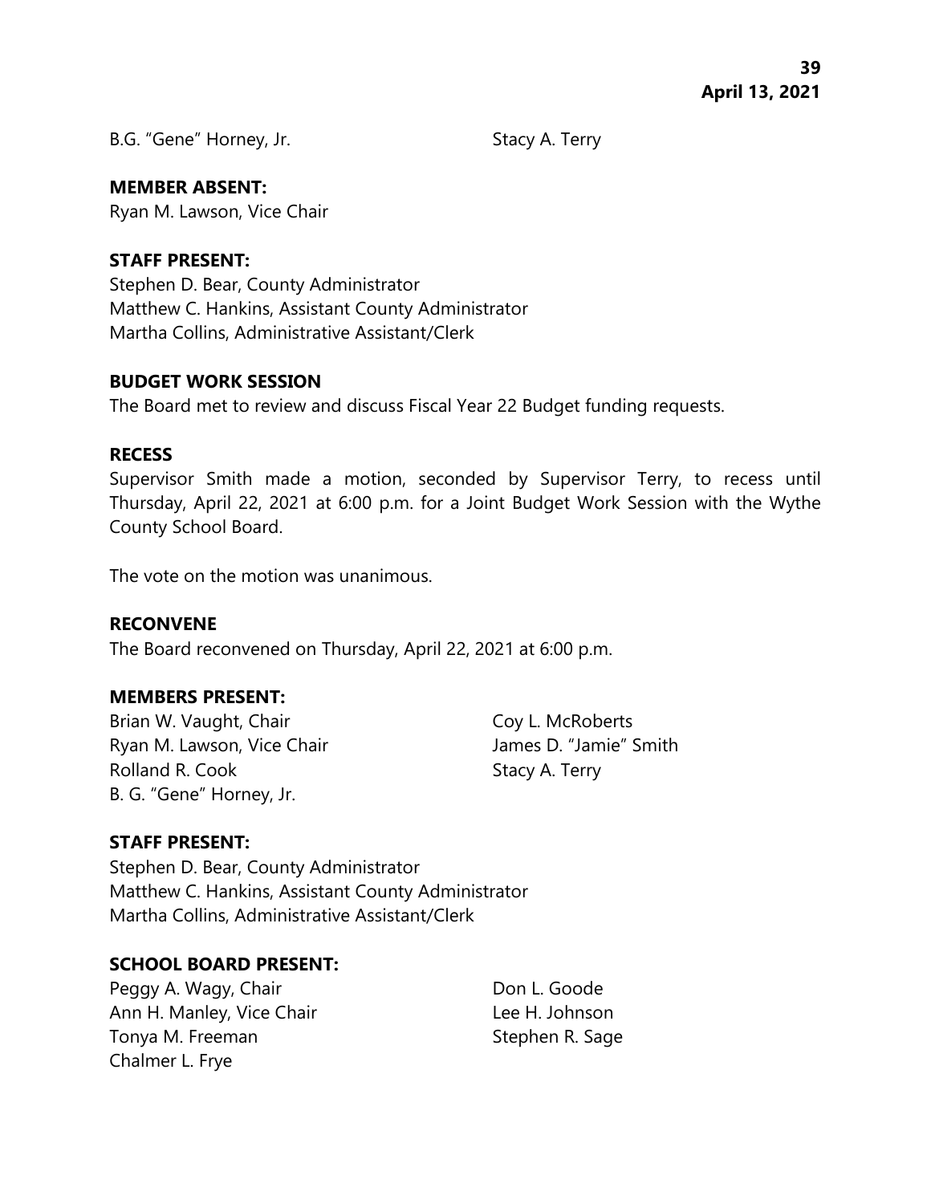B.G. "Gene" Horney, Jr.

Stacy A. Terry

**MEMBER ABSENT:**
Ryan M. Lawson, Vice Chair

**STAFF PRESENT:**
Stephen D. Bear, County Administrator
Matthew C. Hankins, Assistant County Administrator
Martha Collins, Administrative Assistant/Clerk

**BUDGET WORK SESSION**

The Board met to review and discuss Fiscal Year 22 Budget funding requests.

**RECESS**

Supervisor Smith made a motion, seconded by Supervisor Terry, to recess until Thursday, April 22, 2021 at 6:00 p.m. for a Joint Budget Work Session with the Wythe County School Board.

The vote on the motion was unanimous.

**RECONVENE**

The Board reconvened on Thursday, April 22, 2021 at 6:00 p.m.

**MEMBERS PRESENT:**
Brian W. Vaught, Chair
Ryan M. Lawson, Vice Chair
Rolland R. Cook
B. G. "Gene" Horney, Jr.
Coy L. McRoberts
James D. "Jamie" Smith
Stacy A. Terry

**STAFF PRESENT:**
Stephen D. Bear, County Administrator
Matthew C. Hankins, Assistant County Administrator
Martha Collins, Administrative Assistant/Clerk

**SCHOOL BOARD PRESENT:**
Peggy A. Wagy, Chair
Ann H. Manley, Vice Chair
Tonya M. Freeman
Chalmer L. Frye
Don L. Goode
Lee H. Johnson
Stephen R. Sage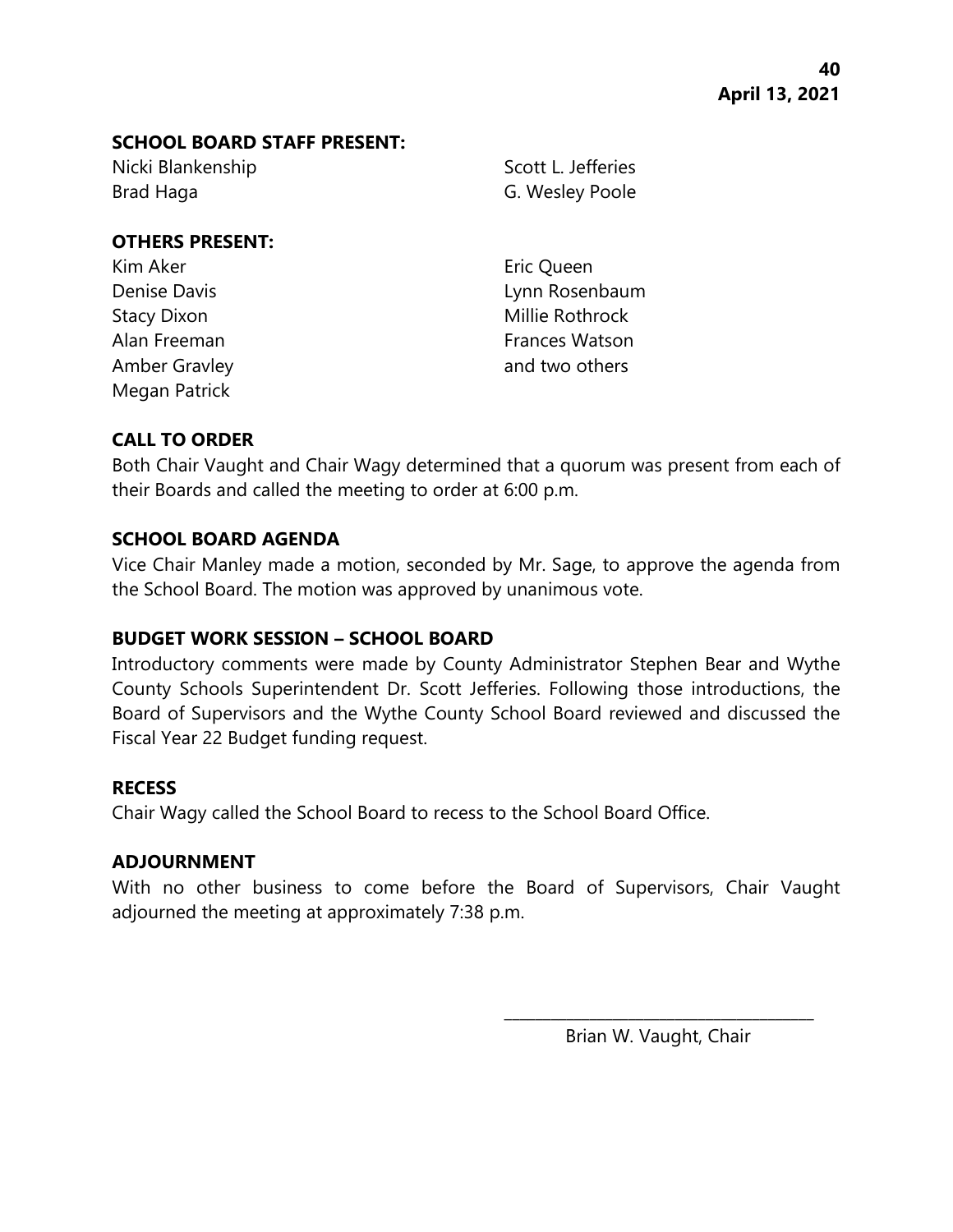**SCHOOL BOARD STAFF PRESENT:**

Nicki Blankenship
Brad Haga
Scott L. Jefferies
G. Wesley Poole

**OTHERS PRESENT:**

Kim Aker
Denise Davis
Stacy Dixon
Alan Freeman
Amber Gravley
Megan Patrick
Eric Queen
Lynn Rosenbaum
Millie Rothrock
Frances Watson
and two others

**CALL TO ORDER**

Both Chair Vaught and Chair Wagy determined that a quorum was present from each of their Boards and called the meeting to order at 6:00 p.m.

**SCHOOL BOARD AGENDA**

Vice Chair Manley made a motion, seconded by Mr. Sage, to approve the agenda from the School Board. The motion was approved by unanimous vote.

**BUDGET WORK SESSION – SCHOOL BOARD**

Introductory comments were made by County Administrator Stephen Bear and Wythe County Schools Superintendent Dr. Scott Jefferies. Following those introductions, the Board of Supervisors and the Wythe County School Board reviewed and discussed the Fiscal Year 22 Budget funding request.

**RECESS**

Chair Wagy called the School Board to recess to the School Board Office.

**ADJOURNMENT**

With no other business to come before the Board of Supervisors, Chair Vaught adjourned the meeting at approximately 7:38 p.m.

\_\_\_\_\_\_\_\_\_\_\_\_\_\_\_\_\_\_\_\_\_\_\_\_\_\_\_\_\_\_\_\_\_\_\_\_\_\_

Brian W. Vaught, Chair